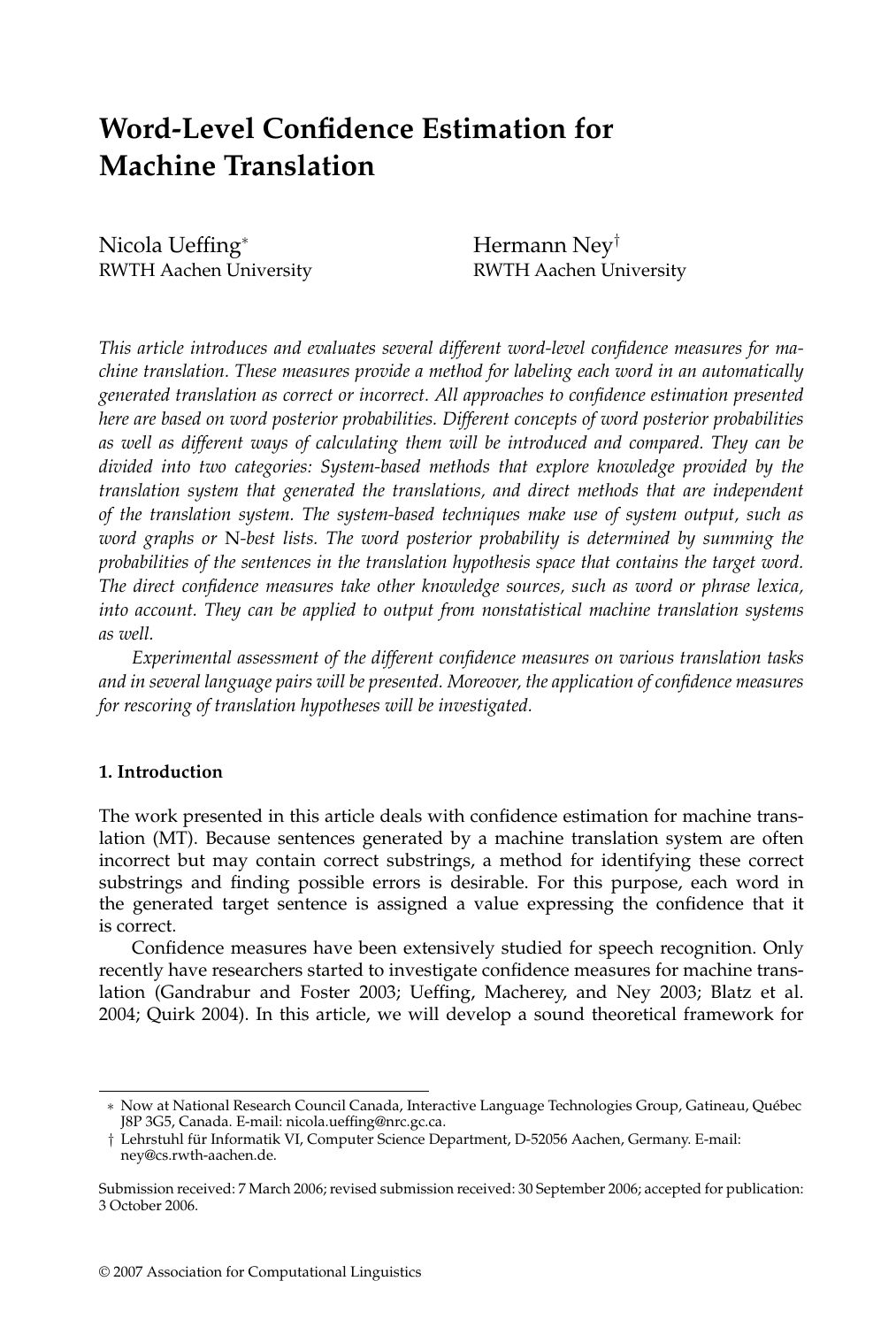# Word-Level Confidence Estimation for Machine Translation

Nicola Ueffing*
RWTH Aachen University

Hermann Ney†
RWTH Aachen University

*This article introduces and evaluates several different word-level confidence measures for machine translation. These measures provide a method for labeling each word in an automatically generated translation as correct or incorrect. All approaches to confidence estimation presented here are based on word posterior probabilities. Different concepts of word posterior probabilities as well as different ways of calculating them will be introduced and compared. They can be divided into two categories: System-based methods that explore knowledge provided by the translation system that generated the translations, and direct methods that are independent of the translation system. The system-based techniques make use of system output, such as word graphs or* N*-best lists. The word posterior probability is determined by summing the probabilities of the sentences in the translation hypothesis space that contains the target word. The direct confidence measures take other knowledge sources, such as word or phrase lexica, into account. They can be applied to output from nonstatistical machine translation systems as well.*

*Experimental assessment of the different confidence measures on various translation tasks and in several language pairs will be presented. Moreover, the application of confidence measures for rescoring of translation hypotheses will be investigated.*

## 1. Introduction

The work presented in this article deals with confidence estimation for machine translation (MT). Because sentences generated by a machine translation system are often incorrect but may contain correct substrings, a method for identifying these correct substrings and finding possible errors is desirable. For this purpose, each word in the generated target sentence is assigned a value expressing the confidence that it is correct.

Confidence measures have been extensively studied for speech recognition. Only recently have researchers started to investigate confidence measures for machine translation (Gandrabur and Foster 2003; Ueffing, Macherey, and Ney 2003; Blatz et al. 2004; Quirk 2004). In this article, we will develop a sound theoretical framework for

---

* Now at National Research Council Canada, Interactive Language Technologies Group, Gatineau, Québec J8P 3G5, Canada. E-mail: nicola.ueffing@nrc.gc.ca.

† Lehrstuhl für Informatik VI, Computer Science Department, D-52056 Aachen, Germany. E-mail: ney@cs.rwth-aachen.de.

Submission received: 7 March 2006; revised submission received: 30 September 2006; accepted for publication: 3 October 2006.

© 2007 Association for Computational Linguistics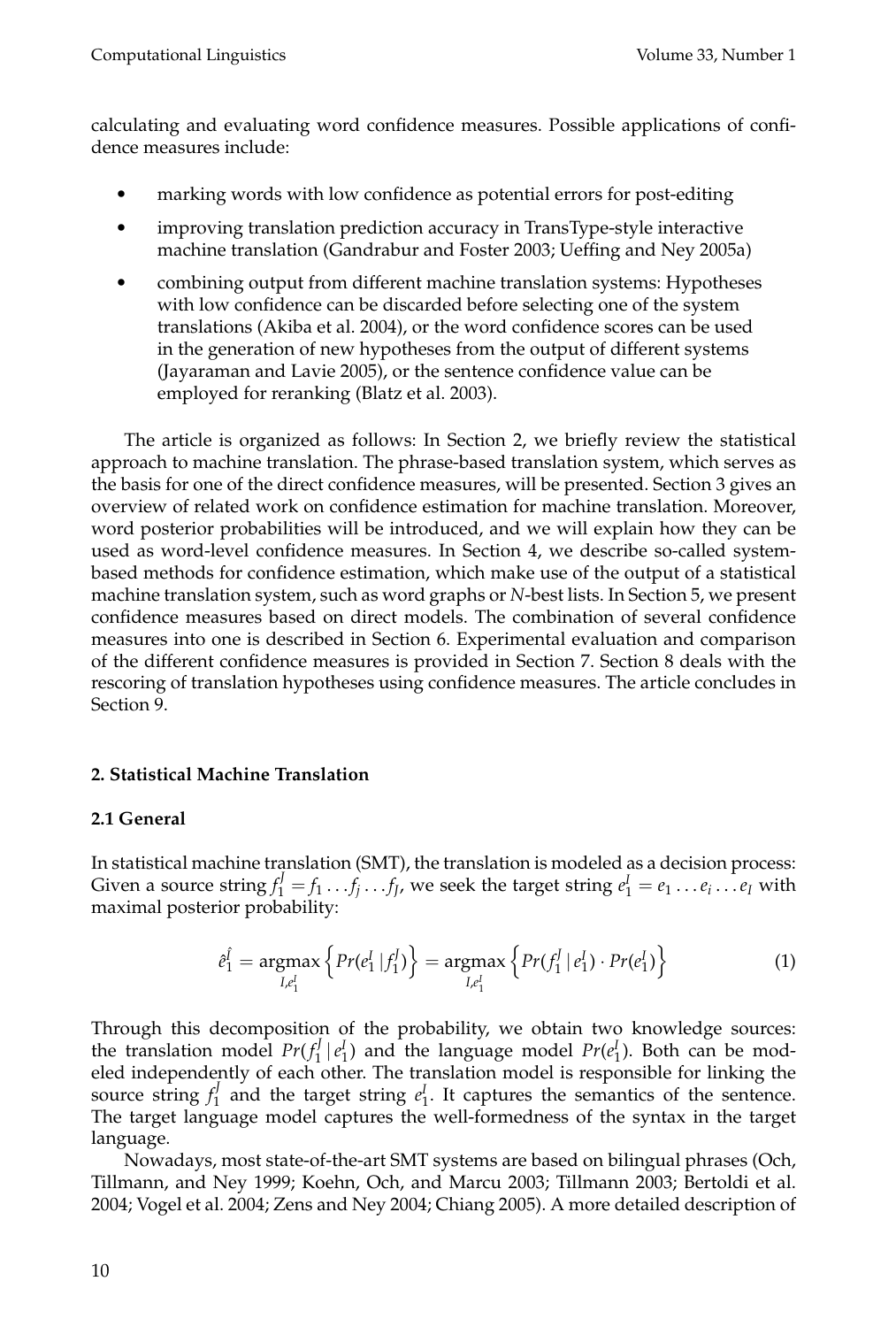calculating and evaluating word confidence measures. Possible applications of confidence measures include:

- marking words with low confidence as potential errors for post-editing
- improving translation prediction accuracy in TransType-style interactive machine translation (Gandrabur and Foster 2003; Ueffing and Ney 2005a)
- combining output from different machine translation systems: Hypotheses with low confidence can be discarded before selecting one of the system translations (Akiba et al. 2004), or the word confidence scores can be used in the generation of new hypotheses from the output of different systems (Jayaraman and Lavie 2005), or the sentence confidence value can be employed for reranking (Blatz et al. 2003).

The article is organized as follows: In Section 2, we briefly review the statistical approach to machine translation. The phrase-based translation system, which serves as the basis for one of the direct confidence measures, will be presented. Section 3 gives an overview of related work on confidence estimation for machine translation. Moreover, word posterior probabilities will be introduced, and we will explain how they can be used as word-level confidence measures. In Section 4, we describe so-called system-based methods for confidence estimation, which make use of the output of a statistical machine translation system, such as word graphs or *N*-best lists. In Section 5, we present confidence measures based on direct models. The combination of several confidence measures into one is described in Section 6. Experimental evaluation and comparison of the different confidence measures is provided in Section 7. Section 8 deals with the rescoring of translation hypotheses using confidence measures. The article concludes in Section 9.

## 2. Statistical Machine Translation

### 2.1 General

In statistical machine translation (SMT), the translation is modeled as a decision process: Given a source string $f_1^J = f_1 \ldots f_j \ldots f_J$, we seek the target string $e_1^I = e_1 \ldots e_i \ldots e_I$ with maximal posterior probability:

$$\hat{e}_1^{\hat{I}} = \underset{I,e_1^I}{\operatorname{argmax}} \left\{ Pr(e_1^I \,|\, f_1^J) \right\} = \underset{I,e_1^I}{\operatorname{argmax}} \left\{ Pr(f_1^J \,|\, e_1^I) \cdot Pr(e_1^I) \right\} \tag{1}$$

Through this decomposition of the probability, we obtain two knowledge sources: the translation model $Pr(f_1^J \,|\, e_1^I)$ and the language model $Pr(e_1^I)$. Both can be modeled independently of each other. The translation model is responsible for linking the source string $f_1^J$ and the target string $e_1^I$. It captures the semantics of the sentence. The target language model captures the well-formedness of the syntax in the target language.

Nowadays, most state-of-the-art SMT systems are based on bilingual phrases (Och, Tillmann, and Ney 1999; Koehn, Och, and Marcu 2003; Tillmann 2003; Bertoldi et al. 2004; Vogel et al. 2004; Zens and Ney 2004; Chiang 2005). A more detailed description of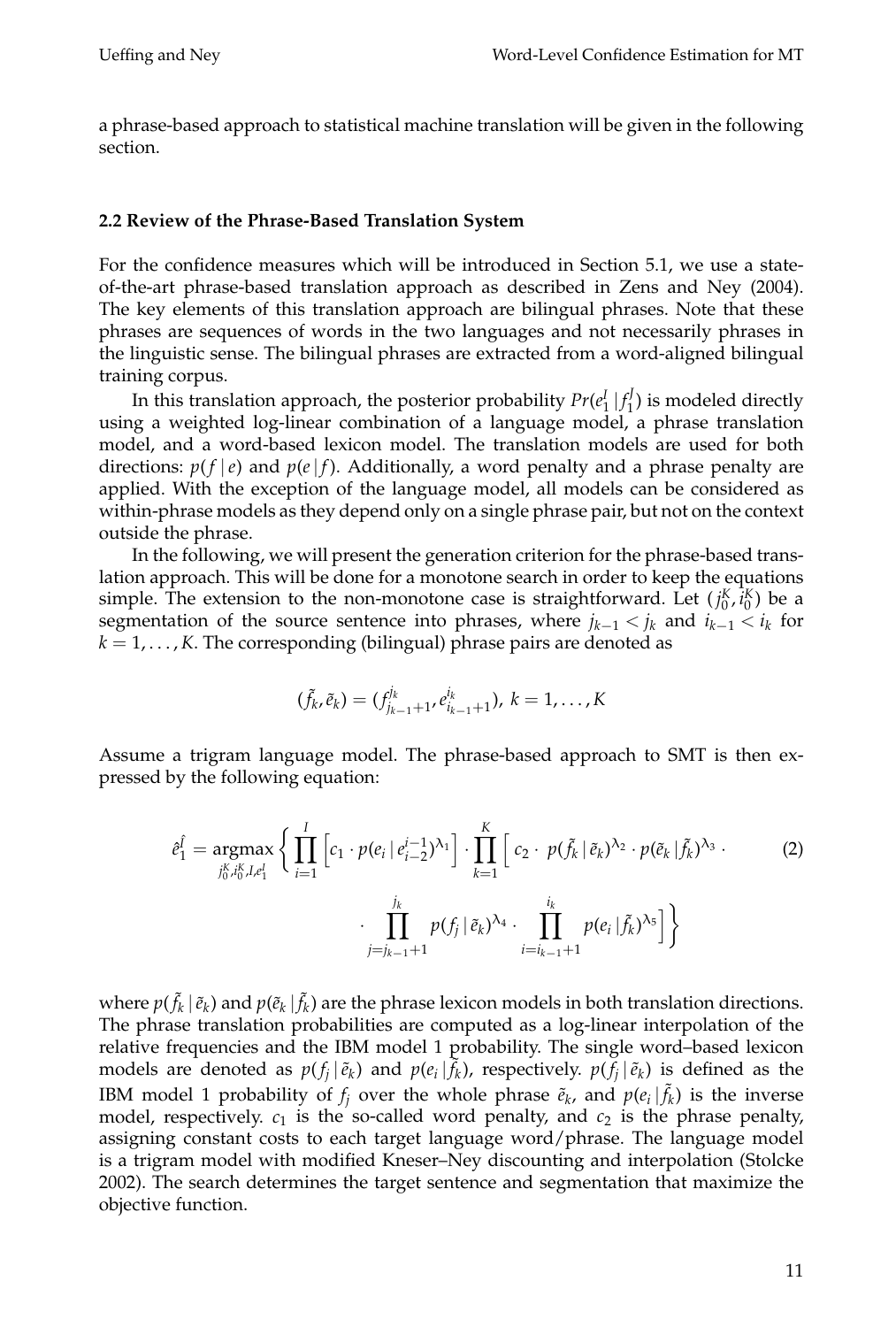a phrase-based approach to statistical machine translation will be given in the following section.

### 2.2 Review of the Phrase-Based Translation System

For the confidence measures which will be introduced in Section 5.1, we use a state-of-the-art phrase-based translation approach as described in Zens and Ney (2004). The key elements of this translation approach are bilingual phrases. Note that these phrases are sequences of words in the two languages and not necessarily phrases in the linguistic sense. The bilingual phrases are extracted from a word-aligned bilingual training corpus.

In this translation approach, the posterior probability $Pr(e_1^I \mid f_1^J)$ is modeled directly using a weighted log-linear combination of a language model, a phrase translation model, and a word-based lexicon model. The translation models are used for both directions: $p(f \mid e)$ and $p(e \mid f)$. Additionally, a word penalty and a phrase penalty are applied. With the exception of the language model, all models can be considered as within-phrase models as they depend only on a single phrase pair, but not on the context outside the phrase.

In the following, we will present the generation criterion for the phrase-based translation approach. This will be done for a monotone search in order to keep the equations simple. The extension to the non-monotone case is straightforward. Let $(j_0^K, i_0^K)$ be a segmentation of the source sentence into phrases, where $j_{k-1} < j_k$ and $i_{k-1} < i_k$ for $k = 1, \ldots, K$. The corresponding (bilingual) phrase pairs are denoted as

$$(\tilde{f}_k, \tilde{e}_k) = (f_{j_{k-1}+1}^{j_k}, e_{i_{k-1}+1}^{i_k}),\ k = 1, \ldots, K$$

Assume a trigram language model. The phrase-based approach to SMT is then expressed by the following equation:

$$\hat{e}_1^{\hat{I}} = \underset{j_0^K, i_0^K, I, e_1^I}{\operatorname{argmax}} \left\{ \prod_{i=1}^{I} \left[ c_1 \cdot p(e_i \mid e_{i-2}^{i-1})^{\lambda_1} \right] \cdot \prod_{k=1}^{K} \left[ c_2 \cdot\ p(\tilde{f}_k \mid \tilde{e}_k)^{\lambda_2} \cdot p(\tilde{e}_k \mid \tilde{f}_k)^{\lambda_3} \cdot \right. \right. \tag{2}$$

$$\left. \left. \cdot \prod_{j=j_{k-1}+1}^{j_k} p(f_j \mid \tilde{e}_k)^{\lambda_4} \cdot \prod_{i=i_{k-1}+1}^{i_k} p(e_i \mid \tilde{f}_k)^{\lambda_5} \right] \right\}$$

where $p(\tilde{f}_k \mid \tilde{e}_k)$ and $p(\tilde{e}_k \mid \tilde{f}_k)$ are the phrase lexicon models in both translation directions. The phrase translation probabilities are computed as a log-linear interpolation of the relative frequencies and the IBM model 1 probability. The single word–based lexicon models are denoted as $p(f_j \mid \tilde{e}_k)$ and $p(e_i \mid \tilde{f}_k)$, respectively. $p(f_j \mid \tilde{e}_k)$ is defined as the IBM model 1 probability of $f_j$ over the whole phrase $\tilde{e}_k$, and $p(e_i \mid \tilde{f}_k)$ is the inverse model, respectively. $c_1$ is the so-called word penalty, and $c_2$ is the phrase penalty, assigning constant costs to each target language word/phrase. The language model is a trigram model with modified Kneser–Ney discounting and interpolation (Stolcke 2002). The search determines the target sentence and segmentation that maximize the objective function.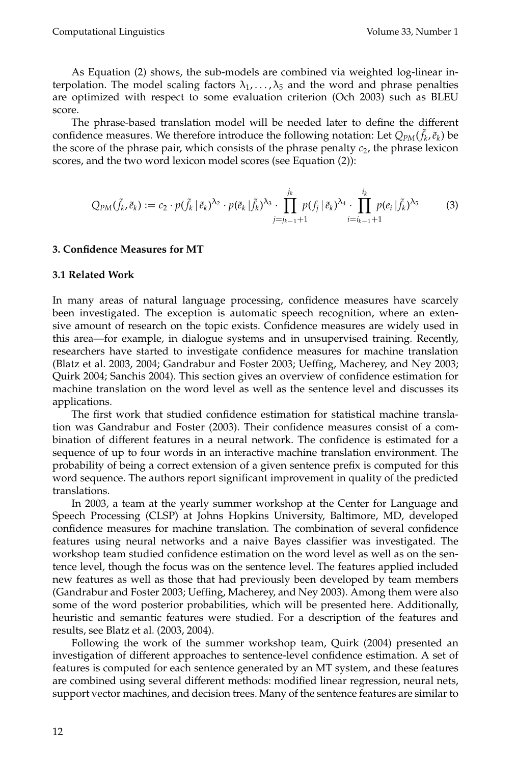As Equation (2) shows, the sub-models are combined via weighted log-linear interpolation. The model scaling factors $\lambda_1, \ldots, \lambda_5$ and the word and phrase penalties are optimized with respect to some evaluation criterion (Och 2003) such as BLEU score.

The phrase-based translation model will be needed later to define the different confidence measures. We therefore introduce the following notation: Let $Q_{PM}(\tilde{f}_k, \tilde{e}_k)$ be the score of the phrase pair, which consists of the phrase penalty $c_2$, the phrase lexicon scores, and the two word lexicon model scores (see Equation (2)):

$$Q_{PM}(\tilde{f}_k, \tilde{e}_k) := c_2 \cdot p(\tilde{f}_k \,|\, \tilde{e}_k)^{\lambda_2} \cdot p(\tilde{e}_k \,|\, \tilde{f}_k)^{\lambda_3} \cdot \prod_{j=j_{k-1}+1}^{j_k} p(f_j \,|\, \tilde{e}_k)^{\lambda_4} \cdot \prod_{i=i_{k-1}+1}^{i_k} p(e_i \,|\, \tilde{f}_k)^{\lambda_5} \tag{3}$$

## 3. Confidence Measures for MT

### 3.1 Related Work

In many areas of natural language processing, confidence measures have scarcely been investigated. The exception is automatic speech recognition, where an extensive amount of research on the topic exists. Confidence measures are widely used in this area—for example, in dialogue systems and in unsupervised training. Recently, researchers have started to investigate confidence measures for machine translation (Blatz et al. 2003, 2004; Gandrabur and Foster 2003; Ueffing, Macherey, and Ney 2003; Quirk 2004; Sanchis 2004). This section gives an overview of confidence estimation for machine translation on the word level as well as the sentence level and discusses its applications.

The first work that studied confidence estimation for statistical machine translation was Gandrabur and Foster (2003). Their confidence measures consist of a combination of different features in a neural network. The confidence is estimated for a sequence of up to four words in an interactive machine translation environment. The probability of being a correct extension of a given sentence prefix is computed for this word sequence. The authors report significant improvement in quality of the predicted translations.

In 2003, a team at the yearly summer workshop at the Center for Language and Speech Processing (CLSP) at Johns Hopkins University, Baltimore, MD, developed confidence measures for machine translation. The combination of several confidence features using neural networks and a naive Bayes classifier was investigated. The workshop team studied confidence estimation on the word level as well as on the sentence level, though the focus was on the sentence level. The features applied included new features as well as those that had previously been developed by team members (Gandrabur and Foster 2003; Ueffing, Macherey, and Ney 2003). Among them were also some of the word posterior probabilities, which will be presented here. Additionally, heuristic and semantic features were studied. For a description of the features and results, see Blatz et al. (2003, 2004).

Following the work of the summer workshop team, Quirk (2004) presented an investigation of different approaches to sentence-level confidence estimation. A set of features is computed for each sentence generated by an MT system, and these features are combined using several different methods: modified linear regression, neural nets, support vector machines, and decision trees. Many of the sentence features are similar to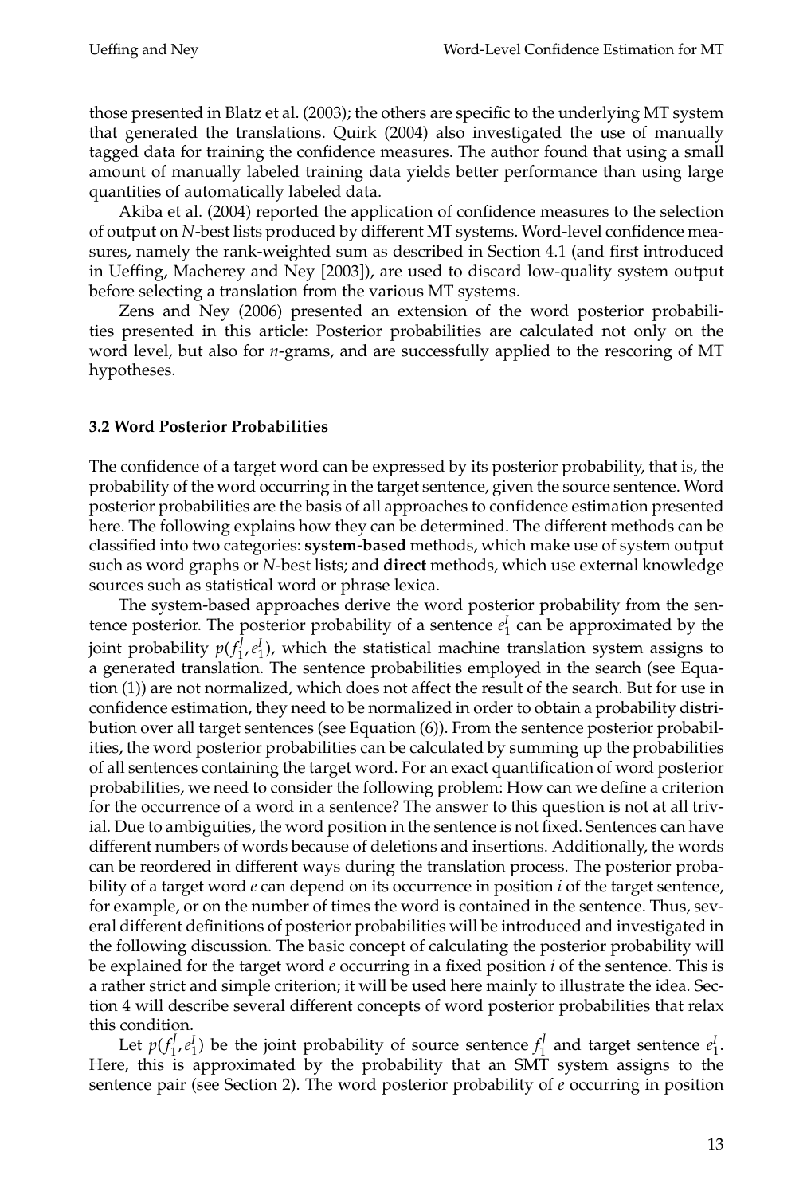those presented in Blatz et al. (2003); the others are specific to the underlying MT system that generated the translations. Quirk (2004) also investigated the use of manually tagged data for training the confidence measures. The author found that using a small amount of manually labeled training data yields better performance than using large quantities of automatically labeled data.

Akiba et al. (2004) reported the application of confidence measures to the selection of output on *N*-best lists produced by different MT systems. Word-level confidence measures, namely the rank-weighted sum as described in Section 4.1 (and first introduced in Ueffing, Macherey and Ney [2003]), are used to discard low-quality system output before selecting a translation from the various MT systems.

Zens and Ney (2006) presented an extension of the word posterior probabilities presented in this article: Posterior probabilities are calculated not only on the word level, but also for *n*-grams, and are successfully applied to the rescoring of MT hypotheses.

### 3.2 Word Posterior Probabilities

The confidence of a target word can be expressed by its posterior probability, that is, the probability of the word occurring in the target sentence, given the source sentence. Word posterior probabilities are the basis of all approaches to confidence estimation presented here. The following explains how they can be determined. The different methods can be classified into two categories: **system-based** methods, which make use of system output such as word graphs or *N*-best lists; and **direct** methods, which use external knowledge sources such as statistical word or phrase lexica.

The system-based approaches derive the word posterior probability from the sentence posterior. The posterior probability of a sentence $e_1^I$ can be approximated by the joint probability $p(f_1^J, e_1^I)$, which the statistical machine translation system assigns to a generated translation. The sentence probabilities employed in the search (see Equation (1)) are not normalized, which does not affect the result of the search. But for use in confidence estimation, they need to be normalized in order to obtain a probability distribution over all target sentences (see Equation (6)). From the sentence posterior probabilities, the word posterior probabilities can be calculated by summing up the probabilities of all sentences containing the target word. For an exact quantification of word posterior probabilities, we need to consider the following problem: How can we define a criterion for the occurrence of a word in a sentence? The answer to this question is not at all trivial. Due to ambiguities, the word position in the sentence is not fixed. Sentences can have different numbers of words because of deletions and insertions. Additionally, the words can be reordered in different ways during the translation process. The posterior probability of a target word $e$ can depend on its occurrence in position $i$ of the target sentence, for example, or on the number of times the word is contained in the sentence. Thus, several different definitions of posterior probabilities will be introduced and investigated in the following discussion. The basic concept of calculating the posterior probability will be explained for the target word $e$ occurring in a fixed position $i$ of the sentence. This is a rather strict and simple criterion; it will be used here mainly to illustrate the idea. Section 4 will describe several different concepts of word posterior probabilities that relax this condition.

Let $p(f_1^J, e_1^I)$ be the joint probability of source sentence $f_1^J$ and target sentence $e_1^I$. Here, this is approximated by the probability that an SMT system assigns to the sentence pair (see Section 2). The word posterior probability of $e$ occurring in position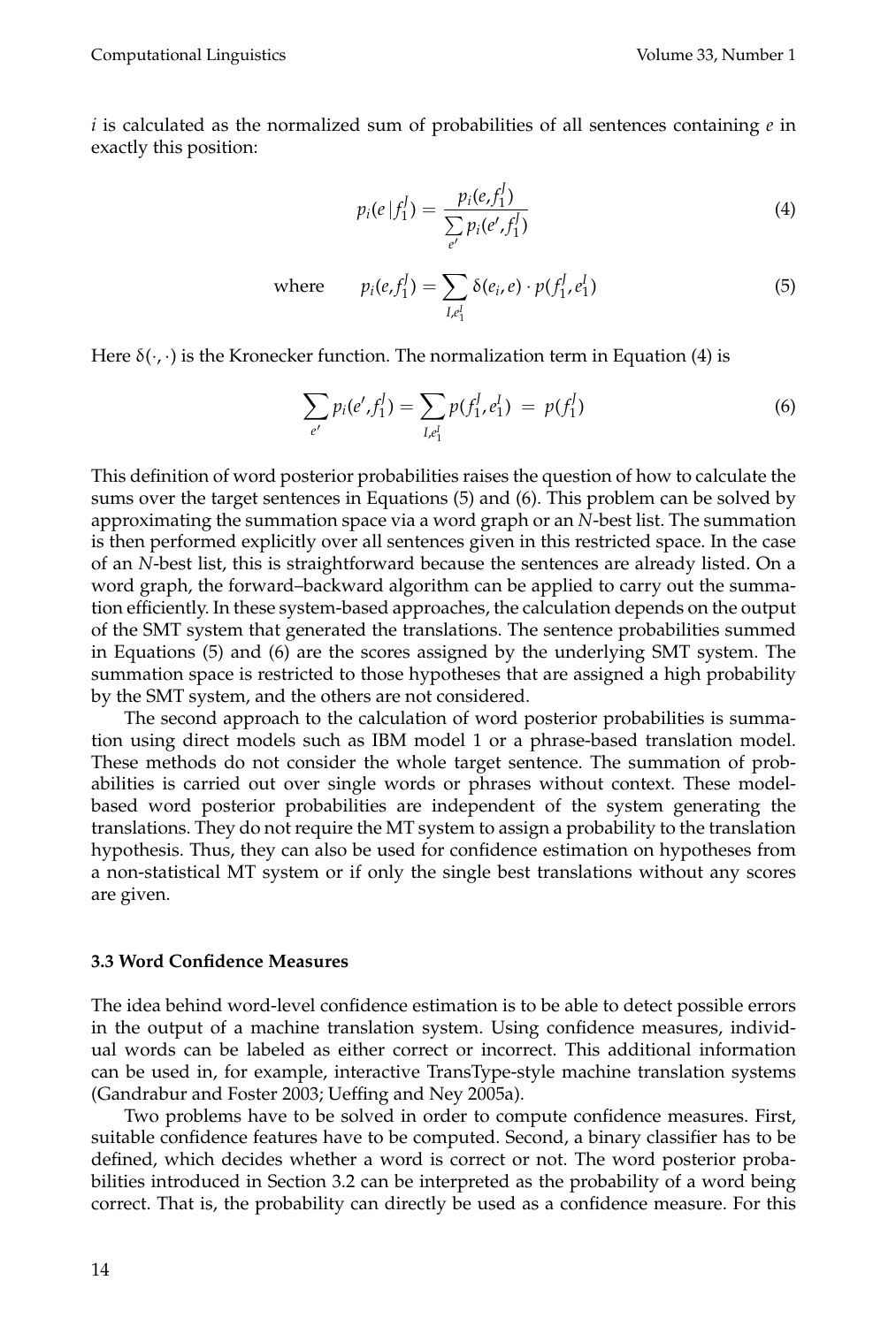$i$ is calculated as the normalized sum of probabilities of all sentences containing $e$ in exactly this position:

$$p_i(e\,|\,f_1^J) = \frac{p_i(e, f_1^J)}{\sum_{e'} p_i(e', f_1^J)} \tag{4}$$

$$\text{where} \qquad p_i(e, f_1^J) = \sum_{I, e_1^I} \delta(e_i, e) \cdot p(f_1^J, e_1^I) \tag{5}$$

Here $\delta(\cdot, \cdot)$ is the Kronecker function. The normalization term in Equation (4) is

$$\sum_{e'} p_i(e', f_1^J) = \sum_{I, e_1^I} p(f_1^J, e_1^I) \;=\; p(f_1^J) \tag{6}$$

This definition of word posterior probabilities raises the question of how to calculate the sums over the target sentences in Equations (5) and (6). This problem can be solved by approximating the summation space via a word graph or an $N$-best list. The summation is then performed explicitly over all sentences given in this restricted space. In the case of an $N$-best list, this is straightforward because the sentences are already listed. On a word graph, the forward–backward algorithm can be applied to carry out the summation efficiently. In these system-based approaches, the calculation depends on the output of the SMT system that generated the translations. The sentence probabilities summed in Equations (5) and (6) are the scores assigned by the underlying SMT system. The summation space is restricted to those hypotheses that are assigned a high probability by the SMT system, and the others are not considered.

The second approach to the calculation of word posterior probabilities is summation using direct models such as IBM model 1 or a phrase-based translation model. These methods do not consider the whole target sentence. The summation of probabilities is carried out over single words or phrases without context. These model-based word posterior probabilities are independent of the system generating the translations. They do not require the MT system to assign a probability to the translation hypothesis. Thus, they can also be used for confidence estimation on hypotheses from a non-statistical MT system or if only the single best translations without any scores are given.

### 3.3 Word Confidence Measures

The idea behind word-level confidence estimation is to be able to detect possible errors in the output of a machine translation system. Using confidence measures, individual words can be labeled as either correct or incorrect. This additional information can be used in, for example, interactive TransType-style machine translation systems (Gandrabur and Foster 2003; Ueffing and Ney 2005a).

Two problems have to be solved in order to compute confidence measures. First, suitable confidence features have to be computed. Second, a binary classifier has to be defined, which decides whether a word is correct or not. The word posterior probabilities introduced in Section 3.2 can be interpreted as the probability of a word being correct. That is, the probability can directly be used as a confidence measure. For this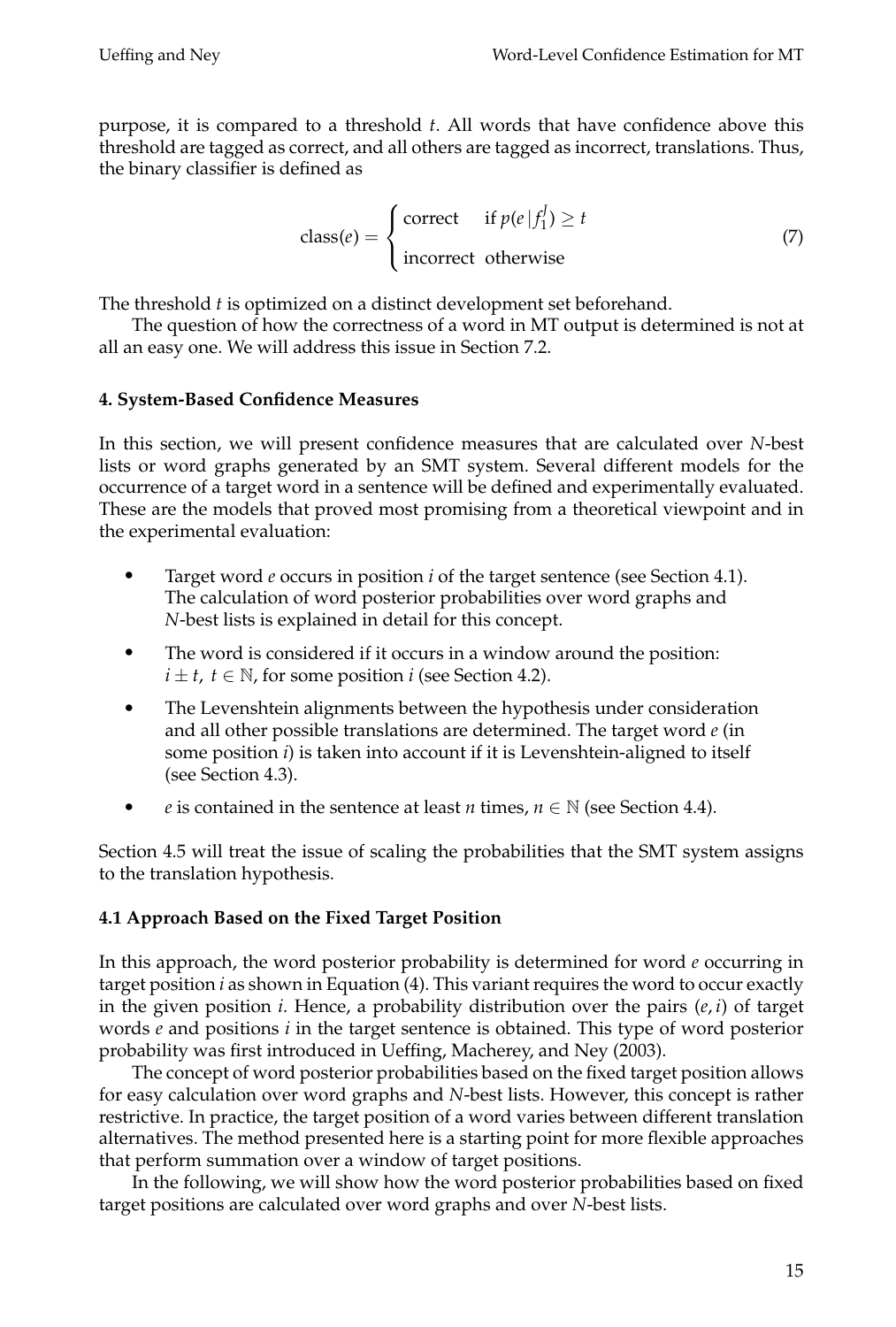purpose, it is compared to a threshold $t$. All words that have confidence above this threshold are tagged as correct, and all others are tagged as incorrect, translations. Thus, the binary classifier is defined as

$$\text{class}(e) = \begin{cases} \text{correct} & \text{if } p(e \,|\, f_1^J) \geq t \\ \text{incorrect} & \text{otherwise} \end{cases} \tag{7}$$

The threshold $t$ is optimized on a distinct development set beforehand.

The question of how the correctness of a word in MT output is determined is not at all an easy one. We will address this issue in Section 7.2.

## 4. System-Based Confidence Measures

In this section, we will present confidence measures that are calculated over $N$-best lists or word graphs generated by an SMT system. Several different models for the occurrence of a target word in a sentence will be defined and experimentally evaluated. These are the models that proved most promising from a theoretical viewpoint and in the experimental evaluation:

- Target word $e$ occurs in position $i$ of the target sentence (see Section 4.1). The calculation of word posterior probabilities over word graphs and $N$-best lists is explained in detail for this concept.
- The word is considered if it occurs in a window around the position: $i \pm t,\ t \in \mathbb{N}$, for some position $i$ (see Section 4.2).
- The Levenshtein alignments between the hypothesis under consideration and all other possible translations are determined. The target word $e$ (in some position $i$) is taken into account if it is Levenshtein-aligned to itself (see Section 4.3).
- $e$ is contained in the sentence at least $n$ times, $n \in \mathbb{N}$ (see Section 4.4).

Section 4.5 will treat the issue of scaling the probabilities that the SMT system assigns to the translation hypothesis.

### 4.1 Approach Based on the Fixed Target Position

In this approach, the word posterior probability is determined for word $e$ occurring in target position $i$ as shown in Equation (4). This variant requires the word to occur exactly in the given position $i$. Hence, a probability distribution over the pairs $(e, i)$ of target words $e$ and positions $i$ in the target sentence is obtained. This type of word posterior probability was first introduced in Ueffing, Macherey, and Ney (2003).

The concept of word posterior probabilities based on the fixed target position allows for easy calculation over word graphs and $N$-best lists. However, this concept is rather restrictive. In practice, the target position of a word varies between different translation alternatives. The method presented here is a starting point for more flexible approaches that perform summation over a window of target positions.

In the following, we will show how the word posterior probabilities based on fixed target positions are calculated over word graphs and over $N$-best lists.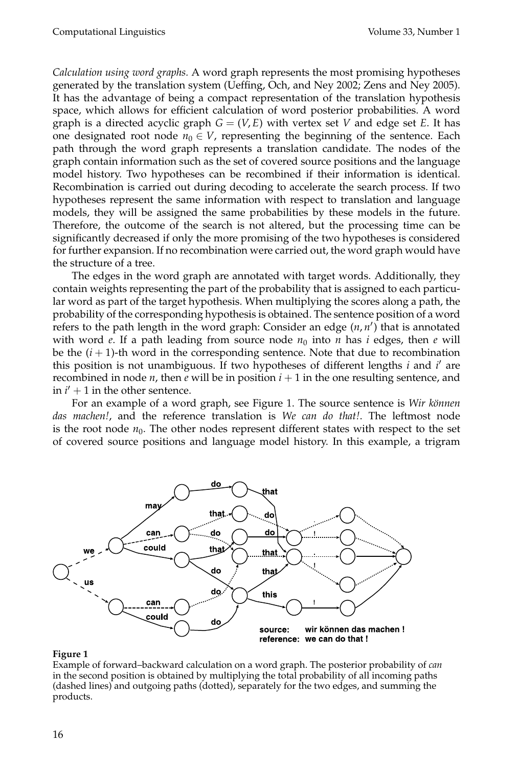*Calculation using word graphs.* A word graph represents the most promising hypotheses generated by the translation system (Ueffing, Och, and Ney 2002; Zens and Ney 2005). It has the advantage of being a compact representation of the translation hypothesis space, which allows for efficient calculation of word posterior probabilities. A word graph is a directed acyclic graph $G = (V, E)$ with vertex set $V$ and edge set $E$. It has one designated root node $n_0 \in V$, representing the beginning of the sentence. Each path through the word graph represents a translation candidate. The nodes of the graph contain information such as the set of covered source positions and the language model history. Two hypotheses can be recombined if their information is identical. Recombination is carried out during decoding to accelerate the search process. If two hypotheses represent the same information with respect to translation and language models, they will be assigned the same probabilities by these models in the future. Therefore, the outcome of the search is not altered, but the processing time can be significantly decreased if only the more promising of the two hypotheses is considered for further expansion. If no recombination were carried out, the word graph would have the structure of a tree.

The edges in the word graph are annotated with target words. Additionally, they contain weights representing the part of the probability that is assigned to each particular word as part of the target hypothesis. When multiplying the scores along a path, the probability of the corresponding hypothesis is obtained. The sentence position of a word refers to the path length in the word graph: Consider an edge $(n, n')$ that is annotated with word $e$. If a path leading from source node $n_0$ into $n$ has $i$ edges, then $e$ will be the $(i + 1)$-th word in the corresponding sentence. Note that due to recombination this position is not unambiguous. If two hypotheses of different lengths $i$ and $i'$ are recombined in node $n$, then $e$ will be in position $i + 1$ in the one resulting sentence, and in $i' + 1$ in the other sentence.

For an example of a word graph, see Figure 1. The source sentence is *Wir können das machen!*, and the reference translation is *We can do that!*. The leftmost node is the root node $n_0$. The other nodes represent different states with respect to the set of covered source positions and language model history. In this example, a trigram

**Figure 1**
Example of forward–backward calculation on a word graph. The posterior probability of *can* in the second position is obtained by multiplying the total probability of all incoming paths (dashed lines) and outgoing paths (dotted), separately for the two edges, and summing the products.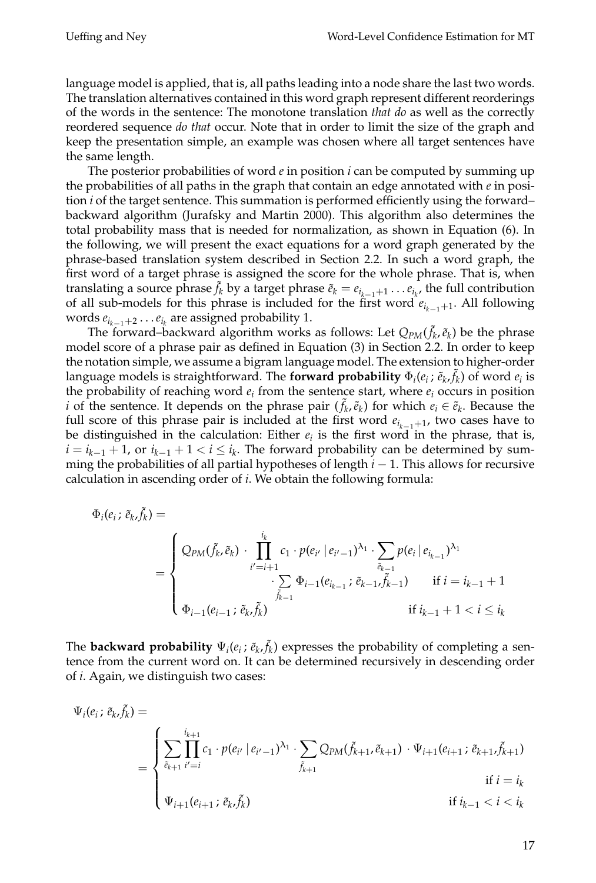language model is applied, that is, all paths leading into a node share the last two words. The translation alternatives contained in this word graph represent different reorderings of the words in the sentence: The monotone translation *that do* as well as the correctly reordered sequence *do that* occur. Note that in order to limit the size of the graph and keep the presentation simple, an example was chosen where all target sentences have the same length.

The posterior probabilities of word $e$ in position $i$ can be computed by summing up the probabilities of all paths in the graph that contain an edge annotated with $e$ in position $i$ of the target sentence. This summation is performed efficiently using the forward–backward algorithm (Jurafsky and Martin 2000). This algorithm also determines the total probability mass that is needed for normalization, as shown in Equation (6). In the following, we will present the exact equations for a word graph generated by the phrase-based translation system described in Section 2.2. In such a word graph, the first word of a target phrase is assigned the score for the whole phrase. That is, when translating a source phrase $\tilde{f}_k$ by a target phrase $\tilde{e}_k = e_{i_{k-1}+1} \ldots e_{i_k}$, the full contribution of all sub-models for this phrase is included for the first word $e_{i_{k-1}+1}$. All following words $e_{i_{k-1}+2} \ldots e_{i_k}$ are assigned probability 1.

The forward–backward algorithm works as follows: Let $Q_{PM}(\tilde{f}_k, \tilde{e}_k)$ be the phrase model score of a phrase pair as defined in Equation (3) in Section 2.2. In order to keep the notation simple, we assume a bigram language model. The extension to higher-order language models is straightforward. The **forward probability** $\Phi_i(e_i\,;\,\tilde{e}_k,\tilde{f}_k)$ of word $e_i$ is the probability of reaching word $e_i$ from the sentence start, where $e_i$ occurs in position $i$ of the sentence. It depends on the phrase pair $(\tilde{f}_k, \tilde{e}_k)$ for which $e_i \in \tilde{e}_k$. Because the full score of this phrase pair is included at the first word $e_{i_{k-1}+1}$, two cases have to be distinguished in the calculation: Either $e_i$ is the first word in the phrase, that is, $i = i_{k-1}+1$, or $i_{k-1}+1 < i \leq i_k$. The forward probability can be determined by summing the probabilities of all partial hypotheses of length $i-1$. This allows for recursive calculation in ascending order of $i$. We obtain the following formula:

$$
\Phi_i(e_i\,;\,\tilde{e}_k,\tilde{f}_k) = 
= \begin{cases}
Q_{PM}(\tilde{f}_k,\tilde{e}_k) \cdot \displaystyle\prod_{i'=i+1}^{i_k} c_1 \cdot p(e_{i'} \mid e_{i'-1})^{\lambda_1} \cdot \sum_{\tilde{e}_{k-1}} p(e_i \mid e_{i_{k-1}})^{\lambda_1} \\
\qquad\qquad \cdot \displaystyle\sum_{\tilde{f}_{k-1}} \Phi_{i-1}(e_{i_{k-1}}\,;\,\tilde{e}_{k-1},\tilde{f}_{k-1}) \qquad \text{if } i = i_{k-1}+1 \\
\Phi_{i-1}(e_{i-1}\,;\,\tilde{e}_k,\tilde{f}_k) \qquad\qquad\qquad\qquad\qquad \text{if } i_{k-1}+1 < i \leq i_k
\end{cases}
$$

The **backward probability** $\Psi_i(e_i\,;\,\tilde{e}_k,\tilde{f}_k)$ expresses the probability of completing a sentence from the current word on. It can be determined recursively in descending order of $i$. Again, we distinguish two cases:

$$
\Psi_i(e_i\,;\,\tilde{e}_k,\tilde{f}_k) = 
= \begin{cases}
\displaystyle\sum_{\tilde{e}_{k+1}} \prod_{i'=i}^{i_{k+1}} c_1 \cdot p(e_{i'} \mid e_{i'-1})^{\lambda_1} \cdot \sum_{\tilde{f}_{k+1}} Q_{PM}(\tilde{f}_{k+1},\tilde{e}_{k+1}) \cdot \Psi_{i+1}(e_{i+1}\,;\,\tilde{e}_{k+1},\tilde{f}_{k+1}) \\
\qquad\qquad\qquad\qquad\qquad\qquad\qquad\qquad\qquad\qquad \text{if } i = i_k \\
\Psi_{i+1}(e_{i+1}\,;\,\tilde{e}_k,\tilde{f}_k) \qquad\qquad\qquad\qquad\qquad\qquad \text{if } i_{k-1} < i < i_k
\end{cases}
$$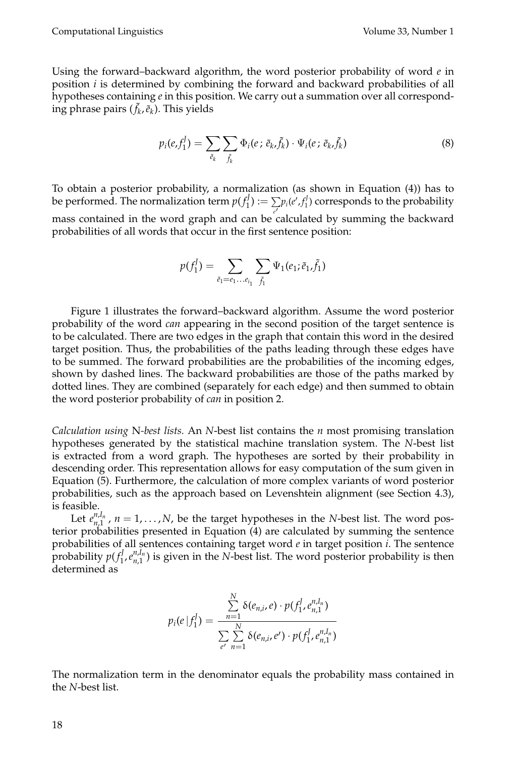Using the forward–backward algorithm, the word posterior probability of word $e$ in position $i$ is determined by combining the forward and backward probabilities of all hypotheses containing $e$ in this position. We carry out a summation over all corresponding phrase pairs $(\tilde{f}_k, \tilde{e}_k)$. This yields

$$p_i(e, f_1^J) = \sum_{\tilde{e}_k} \sum_{\tilde{f}_k} \Phi_i(e\, ;\, \tilde{e}_k, \tilde{f}_k) \cdot \Psi_i(e\, ;\, \tilde{e}_k, \tilde{f}_k) \tag{8}$$

To obtain a posterior probability, a normalization (as shown in Equation (4)) has to be performed. The normalization term $p(f_1^J) := \sum_{e'} p_i(e', f_1^J)$ corresponds to the probability mass contained in the word graph and can be calculated by summing the backward probabilities of all words that occur in the first sentence position:

$$p(f_1^J) = \sum_{\tilde{e}_1 = e_1 \ldots e_{i_1}} \sum_{\tilde{f}_1} \Psi_1(e_1; \tilde{e}_1, \tilde{f}_1)$$

Figure 1 illustrates the forward–backward algorithm. Assume the word posterior probability of the word *can* appearing in the second position of the target sentence is to be calculated. There are two edges in the graph that contain this word in the desired target position. Thus, the probabilities of the paths leading through these edges have to be summed. The forward probabilities are the probabilities of the incoming edges, shown by dashed lines. The backward probabilities are those of the paths marked by dotted lines. They are combined (separately for each edge) and then summed to obtain the word posterior probability of *can* in position 2.

*Calculation using* N*-best lists.* An $N$-best list contains the $n$ most promising translation hypotheses generated by the statistical machine translation system. The $N$-best list is extracted from a word graph. The hypotheses are sorted by their probability in descending order. This representation allows for easy computation of the sum given in Equation (5). Furthermore, the calculation of more complex variants of word posterior probabilities, such as the approach based on Levenshtein alignment (see Section 4.3), is feasible.

Let $e_{n,1}^{n,I_n}$, $n = 1, \ldots, N$, be the target hypotheses in the $N$-best list. The word posterior probabilities presented in Equation (4) are calculated by summing the sentence probabilities of all sentences containing target word $e$ in target position $i$. The sentence probability $p(f_1^J, e_{n,1}^{n,I_n})$ is given in the $N$-best list. The word posterior probability is then determined as

$$p_i(e\,|\,f_1^J) = \frac{\sum_{n=1}^{N} \delta(e_{n,i}, e) \cdot p(f_1^J, e_{n,1}^{n,I_n})}{\sum_{e'} \sum_{n=1}^{N} \delta(e_{n,i}, e') \cdot p(f_1^J, e_{n,1}^{n,I_n})}$$

The normalization term in the denominator equals the probability mass contained in the $N$-best list.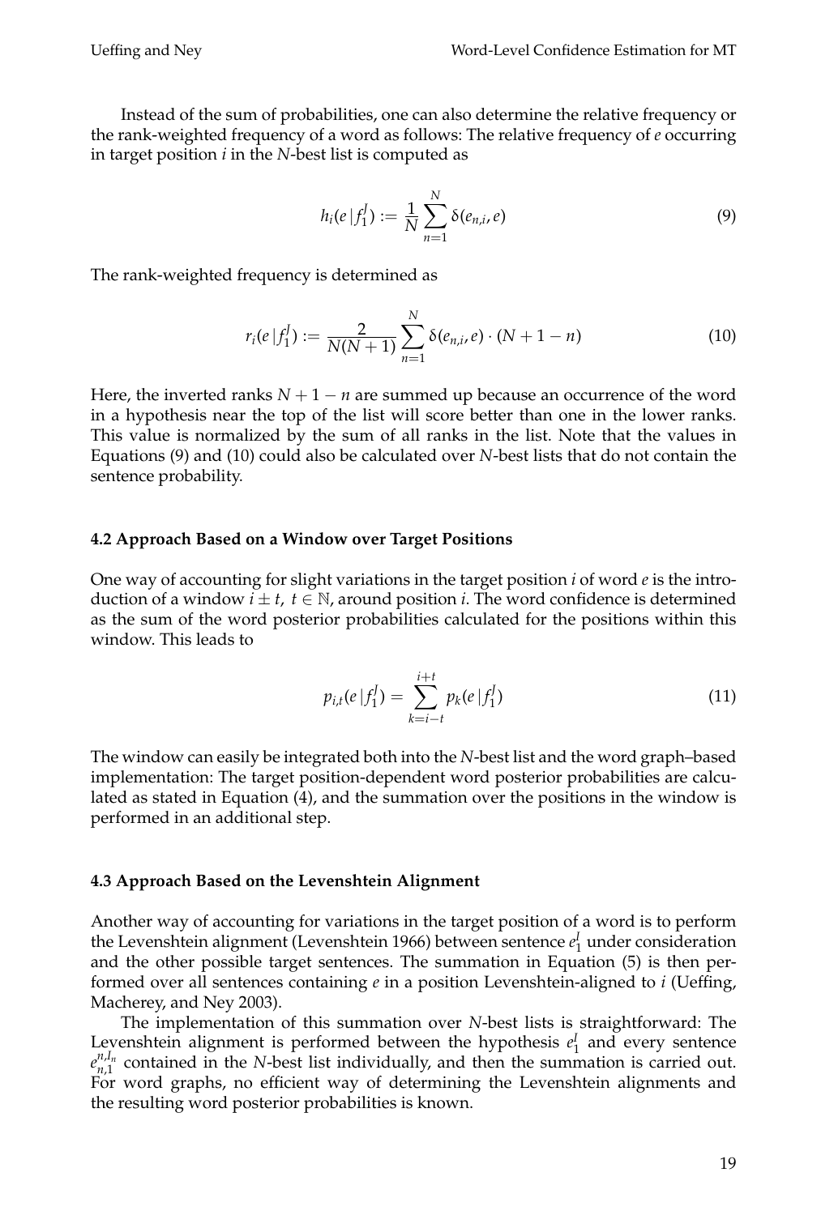Instead of the sum of probabilities, one can also determine the relative frequency or the rank-weighted frequency of a word as follows: The relative frequency of $e$ occurring in target position $i$ in the $N$-best list is computed as

$$h_i(e \,|\, f_1^J) := \frac{1}{N} \sum_{n=1}^{N} \delta(e_{n,i}, e) \tag{9}$$

The rank-weighted frequency is determined as

$$r_i(e \,|\, f_1^J) := \frac{2}{N(N+1)} \sum_{n=1}^{N} \delta(e_{n,i}, e) \cdot (N + 1 - n) \tag{10}$$

Here, the inverted ranks $N + 1 - n$ are summed up because an occurrence of the word in a hypothesis near the top of the list will score better than one in the lower ranks. This value is normalized by the sum of all ranks in the list. Note that the values in Equations (9) and (10) could also be calculated over $N$-best lists that do not contain the sentence probability.

### 4.2 Approach Based on a Window over Target Positions

One way of accounting for slight variations in the target position $i$ of word $e$ is the introduction of a window $i \pm t,\ t \in \mathbb{N}$, around position $i$. The word confidence is determined as the sum of the word posterior probabilities calculated for the positions within this window. This leads to

$$p_{i,t}(e \,|\, f_1^J) = \sum_{k=i-t}^{i+t} p_k(e \,|\, f_1^J) \tag{11}$$

The window can easily be integrated both into the $N$-best list and the word graph–based implementation: The target position-dependent word posterior probabilities are calculated as stated in Equation (4), and the summation over the positions in the window is performed in an additional step.

### 4.3 Approach Based on the Levenshtein Alignment

Another way of accounting for variations in the target position of a word is to perform the Levenshtein alignment (Levenshtein 1966) between sentence $e_1^I$ under consideration and the other possible target sentences. The summation in Equation (5) is then performed over all sentences containing $e$ in a position Levenshtein-aligned to $i$ (Ueffing, Macherey, and Ney 2003).

The implementation of this summation over $N$-best lists is straightforward: The Levenshtein alignment is performed between the hypothesis $e_1^I$ and every sentence $e_{n,1}^{n,I_n}$ contained in the $N$-best list individually, and then the summation is carried out. For word graphs, no efficient way of determining the Levenshtein alignments and the resulting word posterior probabilities is known.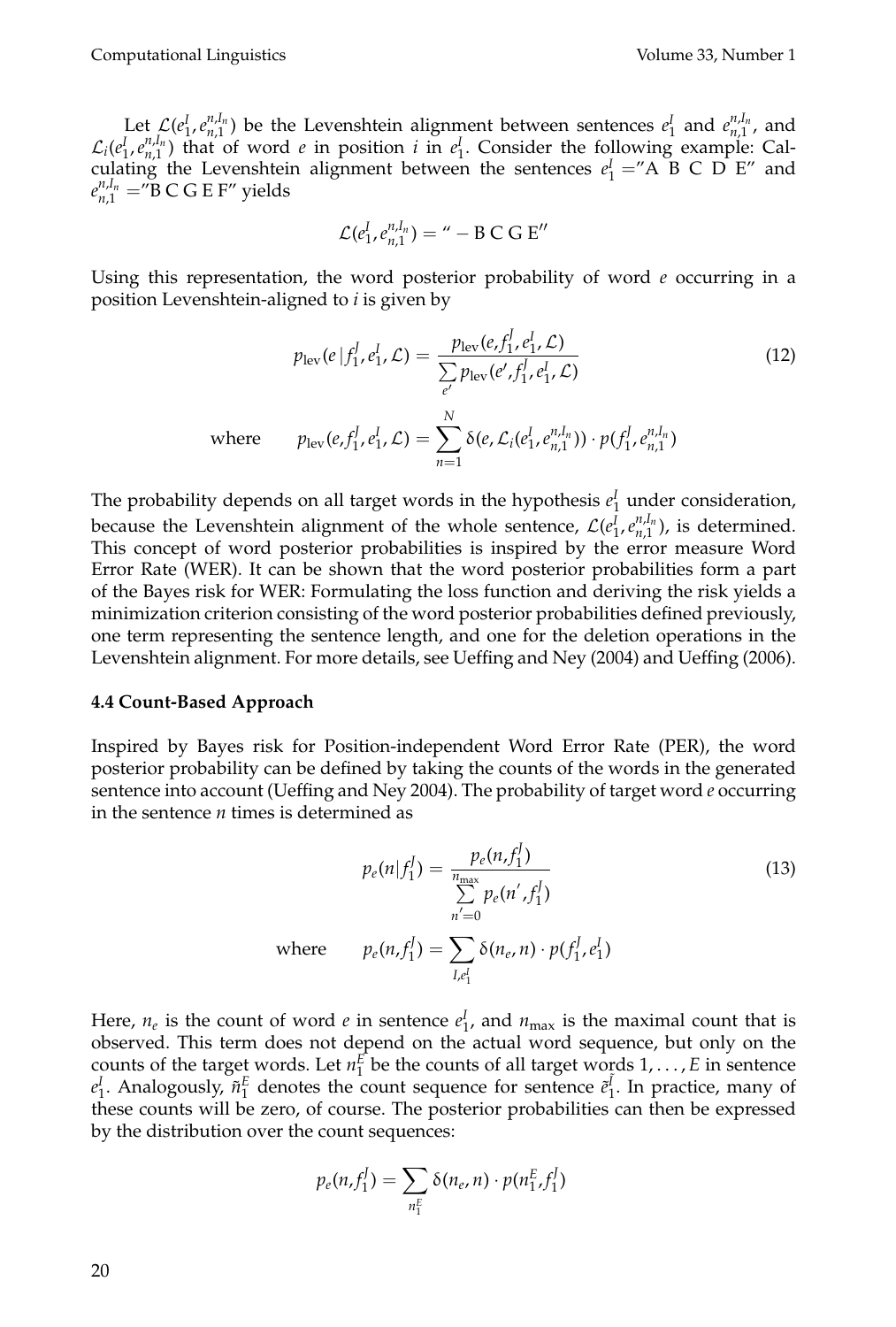Let $\mathcal{L}(e_1^I, e_{n,1}^{n,I_n})$ be the Levenshtein alignment between sentences $e_1^I$ and $e_{n,1}^{n,I_n}$, and $\mathcal{L}_i(e_1^I, e_{n,1}^{n,I_n})$ that of word $e$ in position $i$ in $e_1^I$. Consider the following example: Calculating the Levenshtein alignment between the sentences $e_1^I =$"A B C D E" and $e_{n,1}^{n,I_n} =$"B C G E F" yields

$$\mathcal{L}(e_1^I, e_{n,1}^{n,I_n}) = \text{" – B C G E"}$$

Using this representation, the word posterior probability of word $e$ occurring in a position Levenshtein-aligned to $i$ is given by

$$p_{\text{lev}}(e \,|\, f_1^J, e_1^I, \mathcal{L}) = \frac{p_{\text{lev}}(e, f_1^J, e_1^I, \mathcal{L})}{\sum_{e'} p_{\text{lev}}(e', f_1^J, e_1^I, \mathcal{L})} \tag{12}$$

$$\text{where} \qquad p_{\text{lev}}(e, f_1^J, e_1^I, \mathcal{L}) = \sum_{n=1}^{N} \delta(e, \mathcal{L}_i(e_1^I, e_{n,1}^{n,I_n})) \cdot p(f_1^J, e_{n,1}^{n,I_n})$$

The probability depends on all target words in the hypothesis $e_1^I$ under consideration, because the Levenshtein alignment of the whole sentence, $\mathcal{L}(e_1^I, e_{n,1}^{n,I_n})$, is determined. This concept of word posterior probabilities is inspired by the error measure Word Error Rate (WER). It can be shown that the word posterior probabilities form a part of the Bayes risk for WER: Formulating the loss function and deriving the risk yields a minimization criterion consisting of the word posterior probabilities defined previously, one term representing the sentence length, and one for the deletion operations in the Levenshtein alignment. For more details, see Ueffing and Ney (2004) and Ueffing (2006).

### 4.4 Count-Based Approach

Inspired by Bayes risk for Position-independent Word Error Rate (PER), the word posterior probability can be defined by taking the counts of the words in the generated sentence into account (Ueffing and Ney 2004). The probability of target word $e$ occurring in the sentence $n$ times is determined as

$$p_e(n|f_1^J) = \frac{p_e(n, f_1^J)}{\sum_{n'=0}^{n_{\max}} p_e(n', f_1^J)} \tag{13}$$

$$\text{where} \qquad p_e(n, f_1^J) = \sum_{I, e_1^I} \delta(n_e, n) \cdot p(f_1^J, e_1^I)$$

Here, $n_e$ is the count of word $e$ in sentence $e_1^I$, and $n_{\max}$ is the maximal count that is observed. This term does not depend on the actual word sequence, but only on the counts of the target words. Let $n_1^E$ be the counts of all target words $1, \ldots, E$ in sentence $e_1^I$. Analogously, $\tilde{n}_1^E$ denotes the count sequence for sentence $\tilde{e}_1^{\tilde{I}}$. In practice, many of these counts will be zero, of course. The posterior probabilities can then be expressed by the distribution over the count sequences:

$$p_e(n, f_1^J) = \sum_{n_1^E} \delta(n_e, n) \cdot p(n_1^E, f_1^J)$$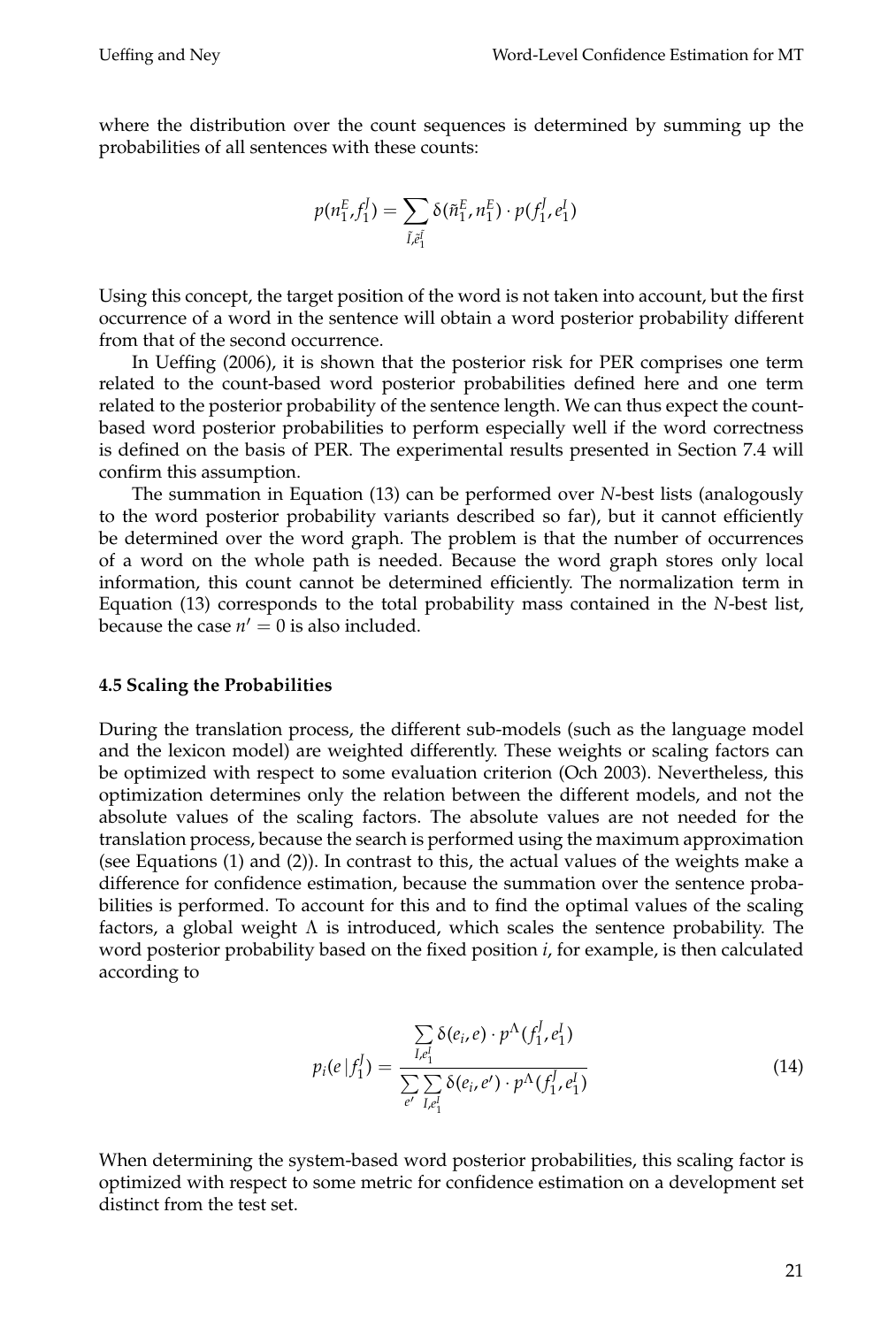where the distribution over the count sequences is determined by summing up the probabilities of all sentences with these counts:

$$p(n_1^E, f_1^J) = \sum_{\tilde{I}, \tilde{e}_1^{\tilde{I}}} \delta(\tilde{n}_1^E, n_1^E) \cdot p(f_1^J, e_1^I)$$

Using this concept, the target position of the word is not taken into account, but the first occurrence of a word in the sentence will obtain a word posterior probability different from that of the second occurrence.

In Ueffing (2006), it is shown that the posterior risk for PER comprises one term related to the count-based word posterior probabilities defined here and one term related to the posterior probability of the sentence length. We can thus expect the count-based word posterior probabilities to perform especially well if the word correctness is defined on the basis of PER. The experimental results presented in Section 7.4 will confirm this assumption.

The summation in Equation (13) can be performed over *N*-best lists (analogously to the word posterior probability variants described so far), but it cannot efficiently be determined over the word graph. The problem is that the number of occurrences of a word on the whole path is needed. Because the word graph stores only local information, this count cannot be determined efficiently. The normalization term in Equation (13) corresponds to the total probability mass contained in the *N*-best list, because the case $n' = 0$ is also included.

### 4.5 Scaling the Probabilities

During the translation process, the different sub-models (such as the language model and the lexicon model) are weighted differently. These weights or scaling factors can be optimized with respect to some evaluation criterion (Och 2003). Nevertheless, this optimization determines only the relation between the different models, and not the absolute values of the scaling factors. The absolute values are not needed for the translation process, because the search is performed using the maximum approximation (see Equations (1) and (2)). In contrast to this, the actual values of the weights make a difference for confidence estimation, because the summation over the sentence probabilities is performed. To account for this and to find the optimal values of the scaling factors, a global weight $\Lambda$ is introduced, which scales the sentence probability. The word posterior probability based on the fixed position *i*, for example, is then calculated according to

$$p_i(e \mid f_1^J) = \frac{\sum_{I, e_1^I} \delta(e_i, e) \cdot p^{\Lambda}(f_1^J, e_1^I)}{\sum_{e'} \sum_{I, e_1^I} \delta(e_i, e') \cdot p^{\Lambda}(f_1^J, e_1^I)} \tag{14}$$

When determining the system-based word posterior probabilities, this scaling factor is optimized with respect to some metric for confidence estimation on a development set distinct from the test set.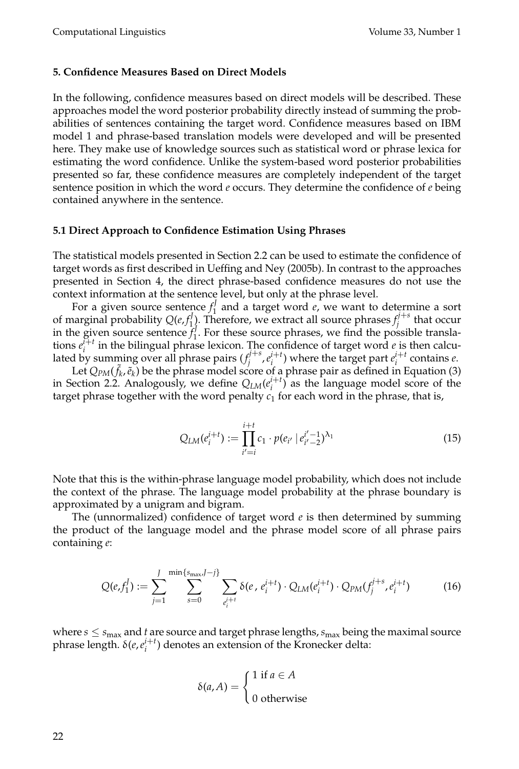## 5. Confidence Measures Based on Direct Models

In the following, confidence measures based on direct models will be described. These approaches model the word posterior probability directly instead of summing the probabilities of sentences containing the target word. Confidence measures based on IBM model 1 and phrase-based translation models were developed and will be presented here. They make use of knowledge sources such as statistical word or phrase lexica for estimating the word confidence. Unlike the system-based word posterior probabilities presented so far, these confidence measures are completely independent of the target sentence position in which the word $e$ occurs. They determine the confidence of $e$ being contained anywhere in the sentence.

### 5.1 Direct Approach to Confidence Estimation Using Phrases

The statistical models presented in Section 2.2 can be used to estimate the confidence of target words as first described in Ueffing and Ney (2005b). In contrast to the approaches presented in Section 4, the direct phrase-based confidence measures do not use the context information at the sentence level, but only at the phrase level.

For a given source sentence $f_1^J$ and a target word $e$, we want to determine a sort of marginal probability $Q(e, f_1^J)$. Therefore, we extract all source phrases $f_j^{j+s}$ that occur in the given source sentence $f_1^J$. For these source phrases, we find the possible translations $e_i^{i+t}$ in the bilingual phrase lexicon. The confidence of target word $e$ is then calculated by summing over all phrase pairs $(f_j^{j+s}, e_i^{i+t})$ where the target part $e_i^{i+t}$ contains $e$.

Let $Q_{PM}(\tilde{f}_k, \tilde{e}_k)$ be the phrase model score of a phrase pair as defined in Equation (3) in Section 2.2. Analogously, we define $Q_{LM}(e_i^{i+t})$ as the language model score of the target phrase together with the word penalty $c_1$ for each word in the phrase, that is,

$$Q_{LM}(e_i^{i+t}) := \prod_{i'=i}^{i+t} c_1 \cdot p(e_{i'} \mid e_{i'-2}^{i'-1})^{\lambda_1} \tag{15}$$

Note that this is the within-phrase language model probability, which does not include the context of the phrase. The language model probability at the phrase boundary is approximated by a unigram and bigram.

The (unnormalized) confidence of target word $e$ is then determined by summing the product of the language model and the phrase model score of all phrase pairs containing $e$:

$$Q(e, f_1^J) := \sum_{j=1}^{J} \sum_{s=0}^{\min\{s_{\max}, J-j\}} \sum_{e_i^{i+t}} \delta(e\,,\, e_i^{i+t}) \cdot Q_{LM}(e_i^{i+t}) \cdot Q_{PM}(f_j^{j+s}, e_i^{i+t}) \tag{16}$$

where $s \leq s_{\max}$ and $t$ are source and target phrase lengths, $s_{\max}$ being the maximal source phrase length. $\delta(e, e_i^{i+t})$ denotes an extension of the Kronecker delta:

$$\delta(a, A) = \begin{cases} 1 \text{ if } a \in A \\ 0 \text{ otherwise} \end{cases}$$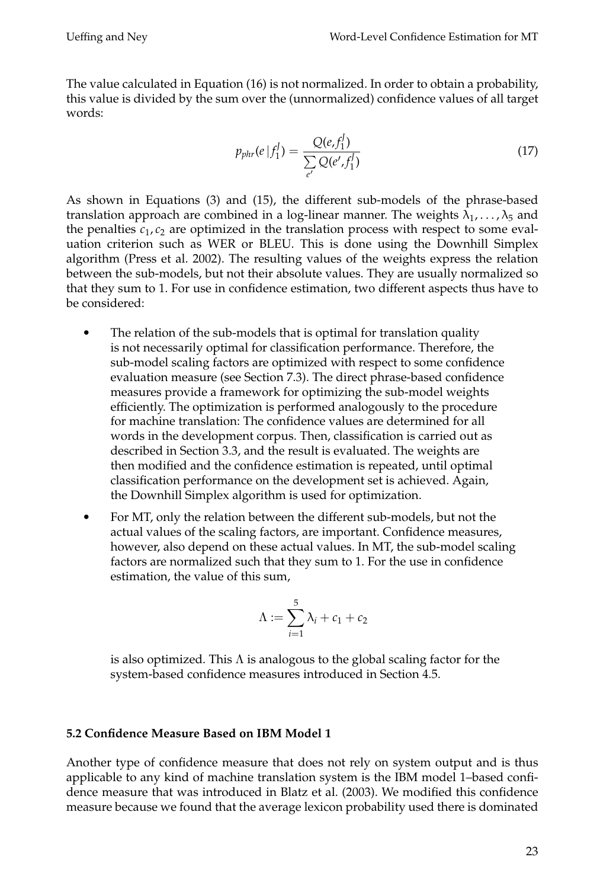The value calculated in Equation (16) is not normalized. In order to obtain a probability, this value is divided by the sum over the (unnormalized) confidence values of all target words:

$$p_{phr}(e\,|\,f_1^J) = \frac{Q(e, f_1^J)}{\sum\limits_{e'} Q(e', f_1^J)} \tag{17}$$

As shown in Equations (3) and (15), the different sub-models of the phrase-based translation approach are combined in a log-linear manner. The weights $\lambda_1, \ldots, \lambda_5$ and the penalties $c_1, c_2$ are optimized in the translation process with respect to some evaluation criterion such as WER or BLEU. This is done using the Downhill Simplex algorithm (Press et al. 2002). The resulting values of the weights express the relation between the sub-models, but not their absolute values. They are usually normalized so that they sum to 1. For use in confidence estimation, two different aspects thus have to be considered:

- The relation of the sub-models that is optimal for translation quality is not necessarily optimal for classification performance. Therefore, the sub-model scaling factors are optimized with respect to some confidence evaluation measure (see Section 7.3). The direct phrase-based confidence measures provide a framework for optimizing the sub-model weights efficiently. The optimization is performed analogously to the procedure for machine translation: The confidence values are determined for all words in the development corpus. Then, classification is carried out as described in Section 3.3, and the result is evaluated. The weights are then modified and the confidence estimation is repeated, until optimal classification performance on the development set is achieved. Again, the Downhill Simplex algorithm is used for optimization.
- For MT, only the relation between the different sub-models, but not the actual values of the scaling factors, are important. Confidence measures, however, also depend on these actual values. In MT, the sub-model scaling factors are normalized such that they sum to 1. For the use in confidence estimation, the value of this sum,

  $$\Lambda := \sum_{i=1}^{5} \lambda_i + c_1 + c_2$$

  is also optimized. This $\Lambda$ is analogous to the global scaling factor for the system-based confidence measures introduced in Section 4.5.

### 5.2 Confidence Measure Based on IBM Model 1

Another type of confidence measure that does not rely on system output and is thus applicable to any kind of machine translation system is the IBM model 1–based confidence measure that was introduced in Blatz et al. (2003). We modified this confidence measure because we found that the average lexicon probability used there is dominated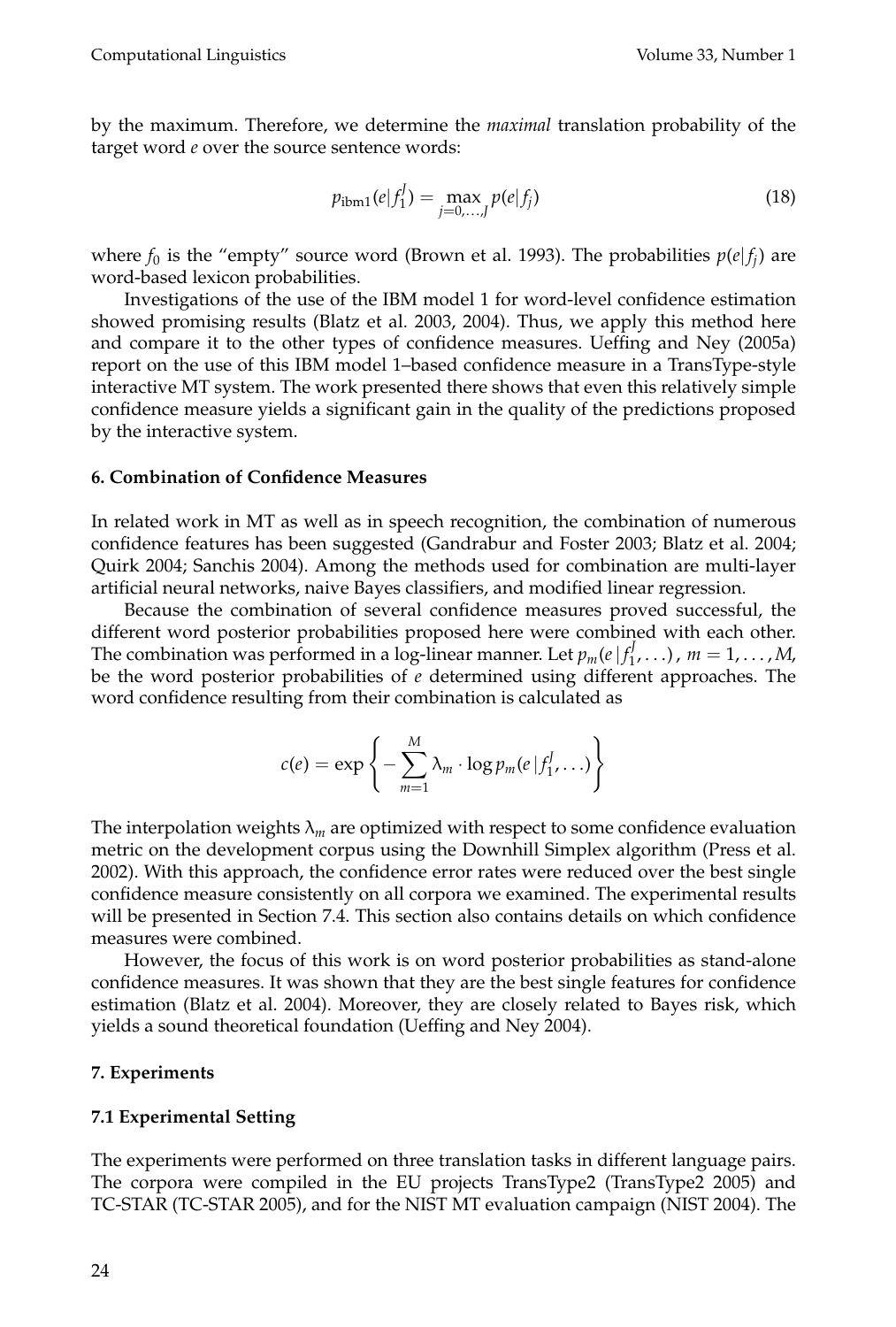by the maximum. Therefore, we determine the *maximal* translation probability of the target word $e$ over the source sentence words:

$$p_{\text{ibm1}}(e|f_1^J) = \max_{j=0,\ldots,J} p(e|f_j) \tag{18}$$

where $f_0$ is the "empty" source word (Brown et al. 1993). The probabilities $p(e|f_j)$ are word-based lexicon probabilities.

Investigations of the use of the IBM model 1 for word-level confidence estimation showed promising results (Blatz et al. 2003, 2004). Thus, we apply this method here and compare it to the other types of confidence measures. Ueffing and Ney (2005a) report on the use of this IBM model 1–based confidence measure in a TransType-style interactive MT system. The work presented there shows that even this relatively simple confidence measure yields a significant gain in the quality of the predictions proposed by the interactive system.

## 6. Combination of Confidence Measures

In related work in MT as well as in speech recognition, the combination of numerous confidence features has been suggested (Gandrabur and Foster 2003; Blatz et al. 2004; Quirk 2004; Sanchis 2004). Among the methods used for combination are multi-layer artificial neural networks, naive Bayes classifiers, and modified linear regression.

Because the combination of several confidence measures proved successful, the different word posterior probabilities proposed here were combined with each other. The combination was performed in a log-linear manner. Let $p_m(e\,|f_1^J,\ldots)$, $m = 1,\ldots,M$, be the word posterior probabilities of $e$ determined using different approaches. The word confidence resulting from their combination is calculated as

$$c(e) = \exp\left\{-\sum_{m=1}^{M} \lambda_m \cdot \log p_m(e\,|f_1^J,\ldots)\right\}$$

The interpolation weights $\lambda_m$ are optimized with respect to some confidence evaluation metric on the development corpus using the Downhill Simplex algorithm (Press et al. 2002). With this approach, the confidence error rates were reduced over the best single confidence measure consistently on all corpora we examined. The experimental results will be presented in Section 7.4. This section also contains details on which confidence measures were combined.

However, the focus of this work is on word posterior probabilities as stand-alone confidence measures. It was shown that they are the best single features for confidence estimation (Blatz et al. 2004). Moreover, they are closely related to Bayes risk, which yields a sound theoretical foundation (Ueffing and Ney 2004).

## 7. Experiments

### 7.1 Experimental Setting

The experiments were performed on three translation tasks in different language pairs. The corpora were compiled in the EU projects TransType2 (TransType2 2005) and TC-STAR (TC-STAR 2005), and for the NIST MT evaluation campaign (NIST 2004). The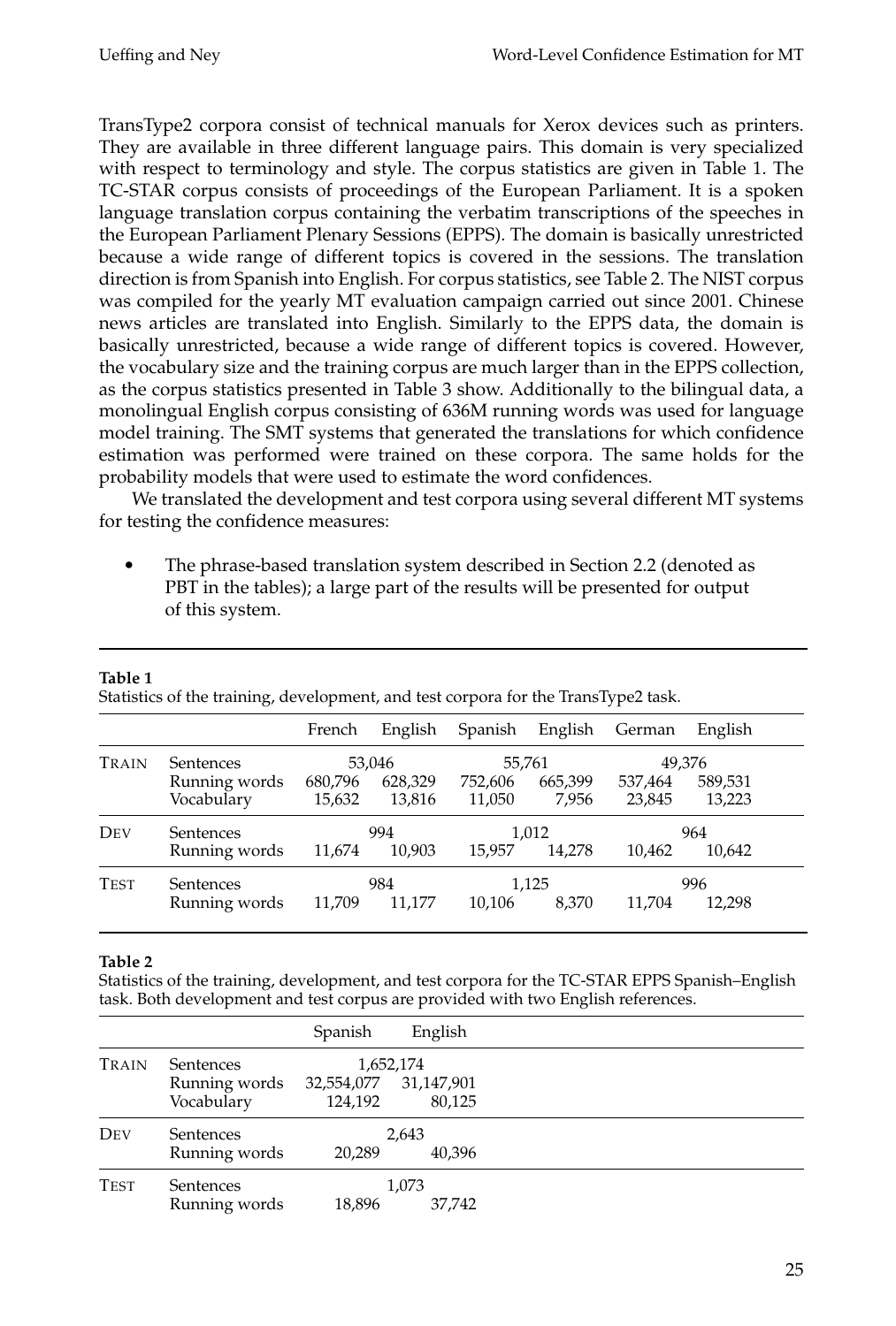TransType2 corpora consist of technical manuals for Xerox devices such as printers. They are available in three different language pairs. This domain is very specialized with respect to terminology and style. The corpus statistics are given in Table 1. The TC-STAR corpus consists of proceedings of the European Parliament. It is a spoken language translation corpus containing the verbatim transcriptions of the speeches in the European Parliament Plenary Sessions (EPPS). The domain is basically unrestricted because a wide range of different topics is covered in the sessions. The translation direction is from Spanish into English. For corpus statistics, see Table 2. The NIST corpus was compiled for the yearly MT evaluation campaign carried out since 2001. Chinese news articles are translated into English. Similarly to the EPPS data, the domain is basically unrestricted, because a wide range of different topics is covered. However, the vocabulary size and the training corpus are much larger than in the EPPS collection, as the corpus statistics presented in Table 3 show. Additionally to the bilingual data, a monolingual English corpus consisting of 636M running words was used for language model training. The SMT systems that generated the translations for which confidence estimation was performed were trained on these corpora. The same holds for the probability models that were used to estimate the word confidences.

We translated the development and test corpora using several different MT systems for testing the confidence measures:

- The phrase-based translation system described in Section 2.2 (denoted as PBT in the tables); a large part of the results will be presented for output of this system.

**Table 1**
Statistics of the training, development, and test corpora for the TransType2 task.

| | | French | English | Spanish | English | German | English |
|---|---|---|---|---|---|---|---|
| Train | Sentences | 53,046 | | 55,761 | | 49,376 | |
| | Running words | 680,796 | 628,329 | 752,606 | 665,399 | 537,464 | 589,531 |
| | Vocabulary | 15,632 | 13,816 | 11,050 | 7,956 | 23,845 | 13,223 |
| Dev | Sentences | 994 | | 1,012 | | 964 | |
| | Running words | 11,674 | 10,903 | 15,957 | 14,278 | 10,462 | 10,642 |
| Test | Sentences | 984 | | 1,125 | | 996 | |
| | Running words | 11,709 | 11,177 | 10,106 | 8,370 | 11,704 | 12,298 |

**Table 2**
Statistics of the training, development, and test corpora for the TC-STAR EPPS Spanish–English task. Both development and test corpus are provided with two English references.

| | | Spanish | English |
|---|---|---|---|
| Train | Sentences | 1,652,174 | |
| | Running words | 32,554,077 | 31,147,901 |
| | Vocabulary | 124,192 | 80,125 |
| Dev | Sentences | 2,643 | |
| | Running words | 20,289 | 40,396 |
| Test | Sentences | 1,073 | |
| | Running words | 18,896 | 37,742 |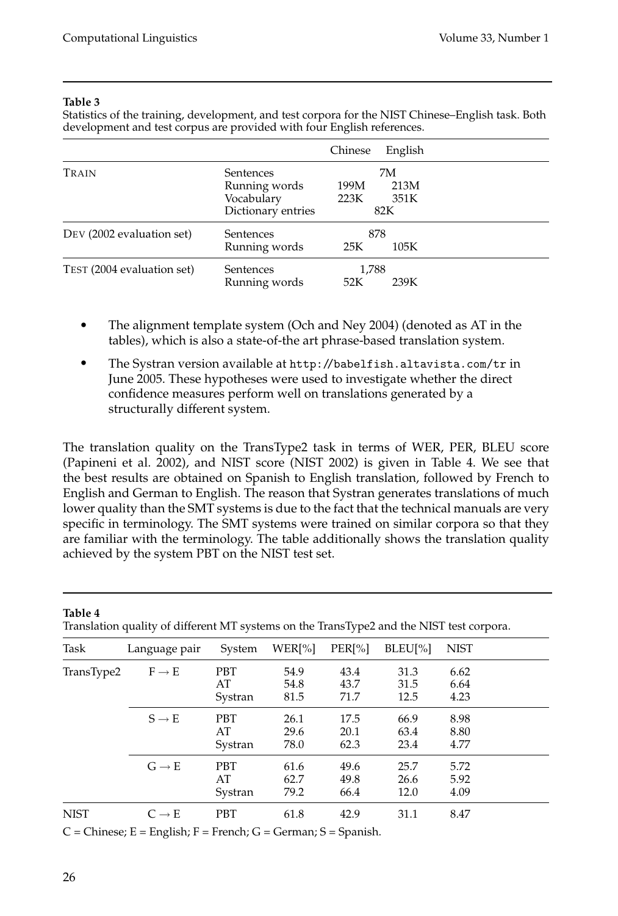**Table 3**

Statistics of the training, development, and test corpora for the NIST Chinese–English task. Both development and test corpus are provided with four English references.

| | | Chinese | English |
|---|---|---|---|
| TRAIN | Sentences | 7M | |
| | Running words | 199M | 213M |
| | Vocabulary | 223K | 351K |
| | Dictionary entries | 82K | |
| DEV (2002 evaluation set) | Sentences | 878 | |
| | Running words | 25K | 105K |
| TEST (2004 evaluation set) | Sentences | 1,788 | |
| | Running words | 52K | 239K |

- The alignment template system (Och and Ney 2004) (denoted as AT in the tables), which is also a state-of-the art phrase-based translation system.
- The Systran version available at http://babelfish.altavista.com/tr in June 2005. These hypotheses were used to investigate whether the direct confidence measures perform well on translations generated by a structurally different system.

The translation quality on the TransType2 task in terms of WER, PER, BLEU score (Papineni et al. 2002), and NIST score (NIST 2002) is given in Table 4. We see that the best results are obtained on Spanish to English translation, followed by French to English and German to English. The reason that Systran generates translations of much lower quality than the SMT systems is due to the fact that the technical manuals are very specific in terminology. The SMT systems were trained on similar corpora so that they are familiar with the terminology. The table additionally shows the translation quality achieved by the system PBT on the NIST test set.

**Table 4**

Translation quality of different MT systems on the TransType2 and the NIST test corpora.

| Task | Language pair | System | WER[%] | PER[%] | BLEU[%] | NIST |
|---|---|---|---|---|---|---|
| TransType2 | F → E | PBT | 54.9 | 43.4 | 31.3 | 6.62 |
| | | AT | 54.8 | 43.7 | 31.5 | 6.64 |
| | | Systran | 81.5 | 71.7 | 12.5 | 4.23 |
| | S → E | PBT | 26.1 | 17.5 | 66.9 | 8.98 |
| | | AT | 29.6 | 20.1 | 63.4 | 8.80 |
| | | Systran | 78.0 | 62.3 | 23.4 | 4.77 |
| | G → E | PBT | 61.6 | 49.6 | 25.7 | 5.72 |
| | | AT | 62.7 | 49.8 | 26.6 | 5.92 |
| | | Systran | 79.2 | 66.4 | 12.0 | 4.09 |
| NIST | C → E | PBT | 61.8 | 42.9 | 31.1 | 8.47 |

C = Chinese; E = English; F = French; G = German; S = Spanish.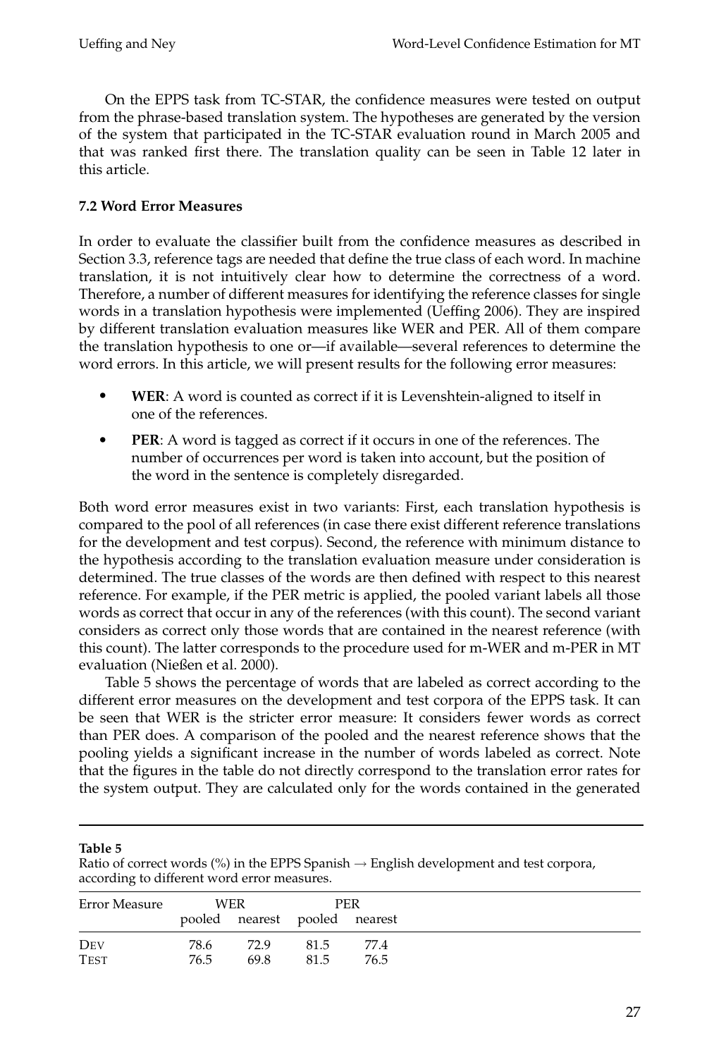On the EPPS task from TC-STAR, the confidence measures were tested on output from the phrase-based translation system. The hypotheses are generated by the version of the system that participated in the TC-STAR evaluation round in March 2005 and that was ranked first there. The translation quality can be seen in Table 12 later in this article.

### 7.2 Word Error Measures

In order to evaluate the classifier built from the confidence measures as described in Section 3.3, reference tags are needed that define the true class of each word. In machine translation, it is not intuitively clear how to determine the correctness of a word. Therefore, a number of different measures for identifying the reference classes for single words in a translation hypothesis were implemented (Ueffing 2006). They are inspired by different translation evaluation measures like WER and PER. All of them compare the translation hypothesis to one or—if available—several references to determine the word errors. In this article, we will present results for the following error measures:

- **WER**: A word is counted as correct if it is Levenshtein-aligned to itself in one of the references.
- **PER**: A word is tagged as correct if it occurs in one of the references. The number of occurrences per word is taken into account, but the position of the word in the sentence is completely disregarded.

Both word error measures exist in two variants: First, each translation hypothesis is compared to the pool of all references (in case there exist different reference translations for the development and test corpus). Second, the reference with minimum distance to the hypothesis according to the translation evaluation measure under consideration is determined. The true classes of the words are then defined with respect to this nearest reference. For example, if the PER metric is applied, the pooled variant labels all those words as correct that occur in any of the references (with this count). The second variant considers as correct only those words that are contained in the nearest reference (with this count). The latter corresponds to the procedure used for m-WER and m-PER in MT evaluation (Nießen et al. 2000).

Table 5 shows the percentage of words that are labeled as correct according to the different error measures on the development and test corpora of the EPPS task. It can be seen that WER is the stricter error measure: It considers fewer words as correct than PER does. A comparison of the pooled and the nearest reference shows that the pooling yields a significant increase in the number of words labeled as correct. Note that the figures in the table do not directly correspond to the translation error rates for the system output. They are calculated only for the words contained in the generated

**Table 5**
Ratio of correct words (%) in the EPPS Spanish → English development and test corpora, according to different word error measures.

| Error Measure | WER | | PER | |
|---|---|---|---|---|
| | pooled | nearest | pooled | nearest |
| DEV | 78.6 | 72.9 | 81.5 | 77.4 |
| TEST | 76.5 | 69.8 | 81.5 | 76.5 |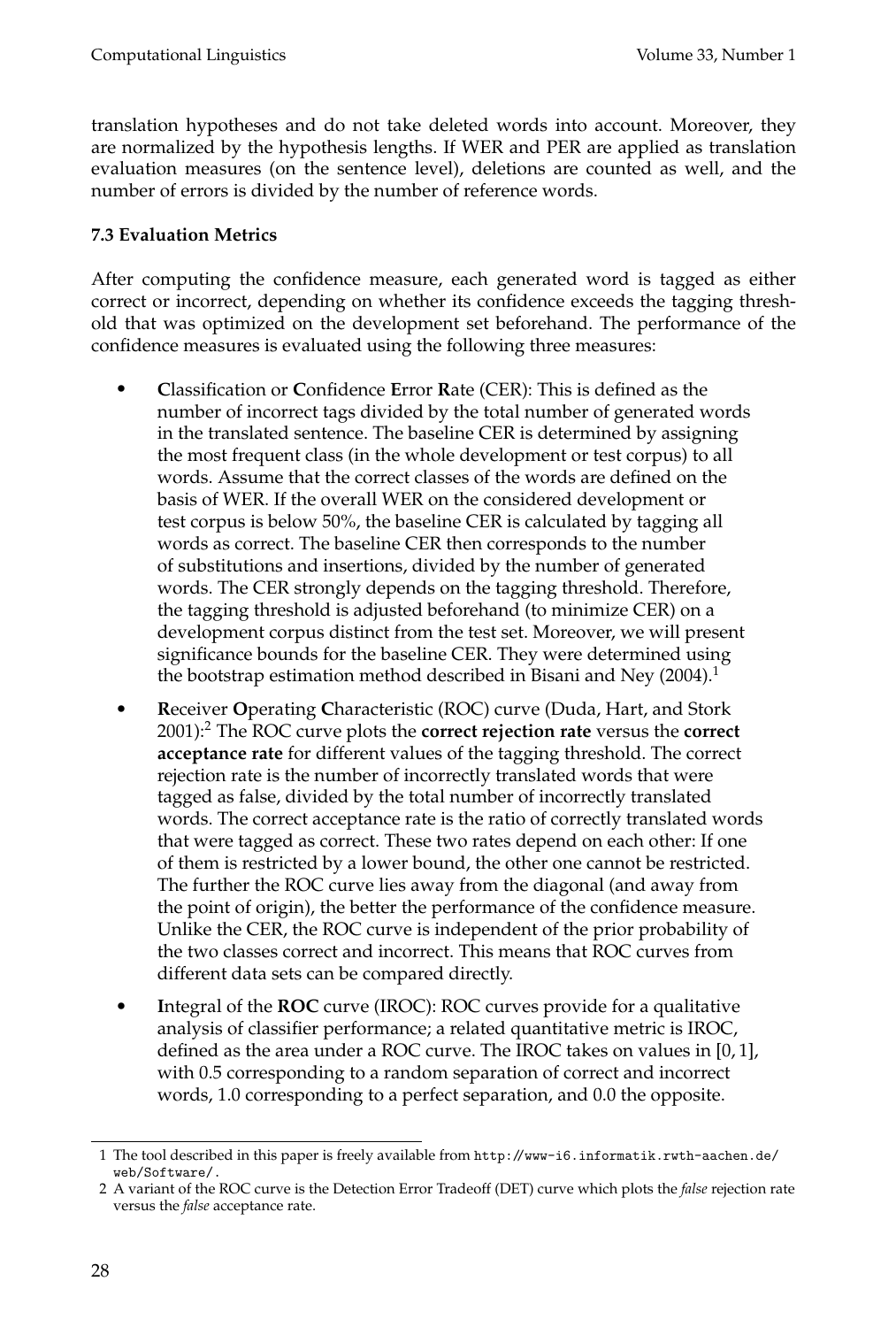translation hypotheses and do not take deleted words into account. Moreover, they are normalized by the hypothesis lengths. If WER and PER are applied as translation evaluation measures (on the sentence level), deletions are counted as well, and the number of errors is divided by the number of reference words.

### 7.3 Evaluation Metrics

After computing the confidence measure, each generated word is tagged as either correct or incorrect, depending on whether its confidence exceeds the tagging threshold that was optimized on the development set beforehand. The performance of the confidence measures is evaluated using the following three measures:

- **C**lassification or **C**onfidence **E**rror **R**ate (CER): This is defined as the number of incorrect tags divided by the total number of generated words in the translated sentence. The baseline CER is determined by assigning the most frequent class (in the whole development or test corpus) to all words. Assume that the correct classes of the words are defined on the basis of WER. If the overall WER on the considered development or test corpus is below 50%, the baseline CER is calculated by tagging all words as correct. The baseline CER then corresponds to the number of substitutions and insertions, divided by the number of generated words. The CER strongly depends on the tagging threshold. Therefore, the tagging threshold is adjusted beforehand (to minimize CER) on a development corpus distinct from the test set. Moreover, we will present significance bounds for the baseline CER. They were determined using the bootstrap estimation method described in Bisani and Ney (2004).[1]
- **R**eceiver **O**perating **C**haracteristic (ROC) curve (Duda, Hart, and Stork 2001):[2] The ROC curve plots the **correct rejection rate** versus the **correct acceptance rate** for different values of the tagging threshold. The correct rejection rate is the number of incorrectly translated words that were tagged as false, divided by the total number of incorrectly translated words. The correct acceptance rate is the ratio of correctly translated words that were tagged as correct. These two rates depend on each other: If one of them is restricted by a lower bound, the other one cannot be restricted. The further the ROC curve lies away from the diagonal (and away from the point of origin), the better the performance of the confidence measure. Unlike the CER, the ROC curve is independent of the prior probability of the two classes correct and incorrect. This means that ROC curves from different data sets can be compared directly.
- **I**ntegral of the **ROC** curve (IROC): ROC curves provide for a qualitative analysis of classifier performance; a related quantitative metric is IROC, defined as the area under a ROC curve. The IROC takes on values in $[0, 1]$, with 0.5 corresponding to a random separation of correct and incorrect words, 1.0 corresponding to a perfect separation, and 0.0 the opposite.

---

1 The tool described in this paper is freely available from `http://www-i6.informatik.rwth-aachen.de/web/Software/`.

2 A variant of the ROC curve is the Detection Error Tradeoff (DET) curve which plots the *false* rejection rate versus the *false* acceptance rate.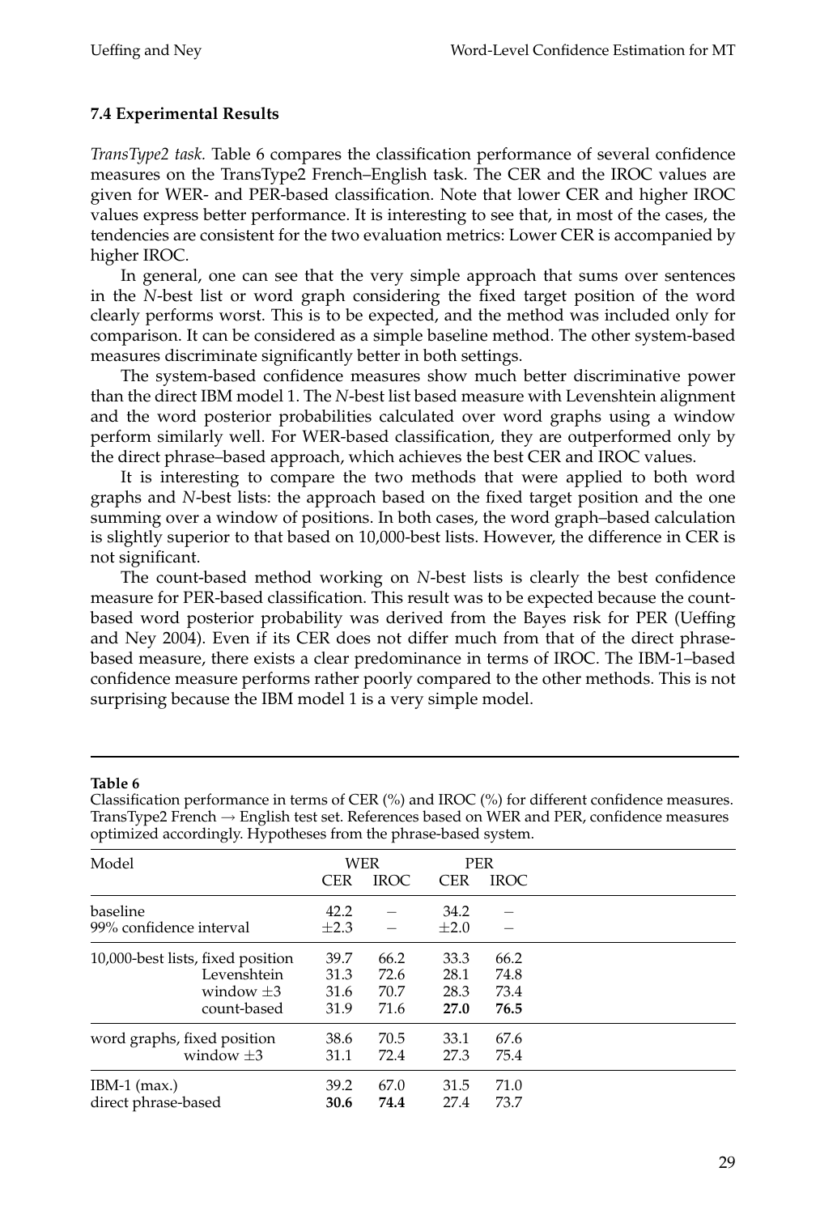### 7.4 Experimental Results

*TransType2 task.* Table 6 compares the classification performance of several confidence measures on the TransType2 French–English task. The CER and the IROC values are given for WER- and PER-based classification. Note that lower CER and higher IROC values express better performance. It is interesting to see that, in most of the cases, the tendencies are consistent for the two evaluation metrics: Lower CER is accompanied by higher IROC.

In general, one can see that the very simple approach that sums over sentences in the *N*-best list or word graph considering the fixed target position of the word clearly performs worst. This is to be expected, and the method was included only for comparison. It can be considered as a simple baseline method. The other system-based measures discriminate significantly better in both settings.

The system-based confidence measures show much better discriminative power than the direct IBM model 1. The *N*-best list based measure with Levenshtein alignment and the word posterior probabilities calculated over word graphs using a window perform similarly well. For WER-based classification, they are outperformed only by the direct phrase–based approach, which achieves the best CER and IROC values.

It is interesting to compare the two methods that were applied to both word graphs and *N*-best lists: the approach based on the fixed target position and the one summing over a window of positions. In both cases, the word graph–based calculation is slightly superior to that based on 10,000-best lists. However, the difference in CER is not significant.

The count-based method working on *N*-best lists is clearly the best confidence measure for PER-based classification. This result was to be expected because the count-based word posterior probability was derived from the Bayes risk for PER (Ueffing and Ney 2004). Even if its CER does not differ much from that of the direct phrase-based measure, there exists a clear predominance in terms of IROC. The IBM-1–based confidence measure performs rather poorly compared to the other methods. This is not surprising because the IBM model 1 is a very simple model.

**Table 6**

Classification performance in terms of CER (%) and IROC (%) for different confidence measures. TransType2 French → English test set. References based on WER and PER, confidence measures optimized accordingly. Hypotheses from the phrase-based system.

| Model | WER | | PER | |
|---|---|---|---|---|
| | CER | IROC | CER | IROC |
| baseline | 42.2 | – | 34.2 | – |
| 99% confidence interval | ±2.3 | – | ±2.0 | – |
| 10,000-best lists, fixed position | 39.7 | 66.2 | 33.3 | 66.2 |
| Levenshtein | 31.3 | 72.6 | 28.1 | 74.8 |
| window ±3 | 31.6 | 70.7 | 28.3 | 73.4 |
| count-based | 31.9 | 71.6 | **27.0** | **76.5** |
| word graphs, fixed position | 38.6 | 70.5 | 33.1 | 67.6 |
| window ±3 | 31.1 | 72.4 | 27.3 | 75.4 |
| IBM-1 (max.) | 39.2 | 67.0 | 31.5 | 71.0 |
| direct phrase-based | **30.6** | **74.4** | 27.4 | 73.7 |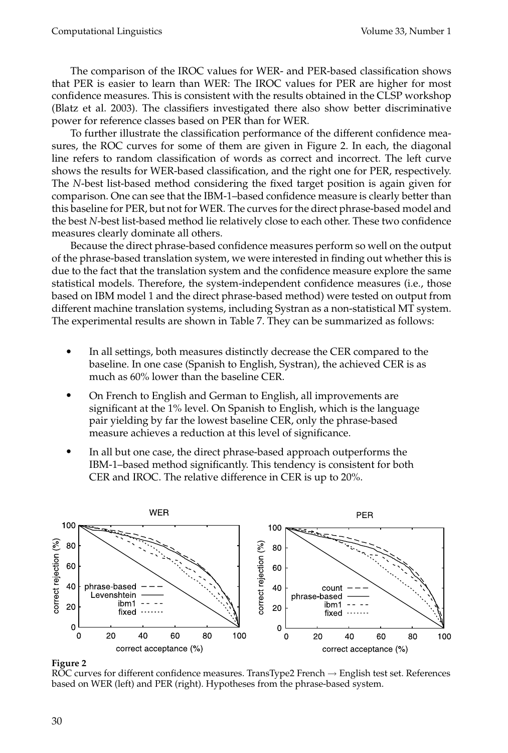The comparison of the IROC values for WER- and PER-based classification shows that PER is easier to learn than WER: The IROC values for PER are higher for most confidence measures. This is consistent with the results obtained in the CLSP workshop (Blatz et al. 2003). The classifiers investigated there also show better discriminative power for reference classes based on PER than for WER.

To further illustrate the classification performance of the different confidence measures, the ROC curves for some of them are given in Figure 2. In each, the diagonal line refers to random classification of words as correct and incorrect. The left curve shows the results for WER-based classification, and the right one for PER, respectively. The *N*-best list-based method considering the fixed target position is again given for comparison. One can see that the IBM-1–based confidence measure is clearly better than this baseline for PER, but not for WER. The curves for the direct phrase-based model and the best *N*-best list-based method lie relatively close to each other. These two confidence measures clearly dominate all others.

Because the direct phrase-based confidence measures perform so well on the output of the phrase-based translation system, we were interested in finding out whether this is due to the fact that the translation system and the confidence measure explore the same statistical models. Therefore, the system-independent confidence measures (i.e., those based on IBM model 1 and the direct phrase-based method) were tested on output from different machine translation systems, including Systran as a non-statistical MT system. The experimental results are shown in Table 7. They can be summarized as follows:

- In all settings, both measures distinctly decrease the CER compared to the baseline. In one case (Spanish to English, Systran), the achieved CER is as much as 60% lower than the baseline CER.
- On French to English and German to English, all improvements are significant at the 1% level. On Spanish to English, which is the language pair yielding by far the lowest baseline CER, only the phrase-based measure achieves a reduction at this level of significance.
- In all but one case, the direct phrase-based approach outperforms the IBM-1–based method significantly. This tendency is consistent for both CER and IROC. The relative difference in CER is up to 20%.

**Figure 2**
ROC curves for different confidence measures. TransType2 French → English test set. References based on WER (left) and PER (right). Hypotheses from the phrase-based system.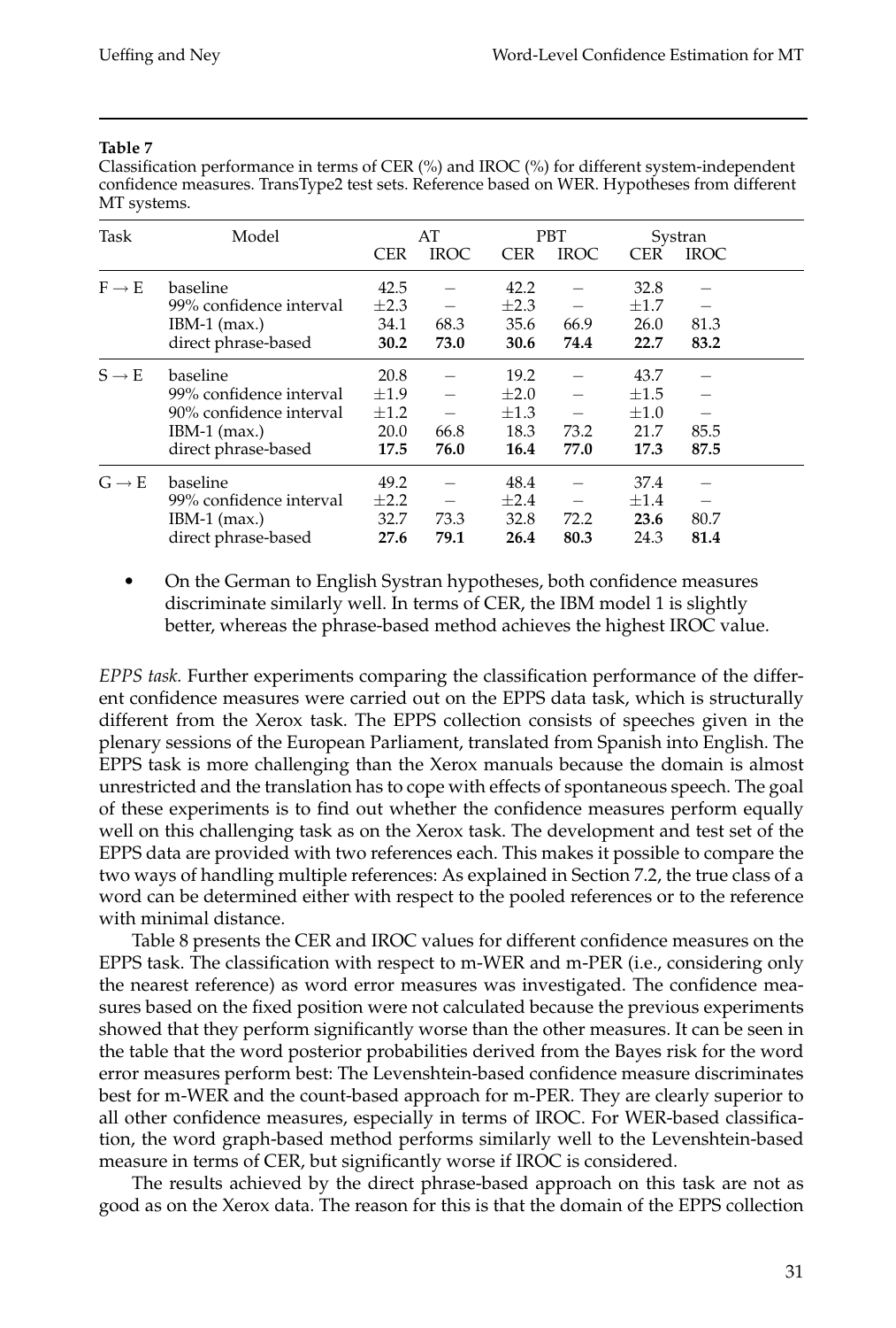**Table 7**

Classification performance in terms of CER (%) and IROC (%) for different system-independent confidence measures. TransType2 test sets. Reference based on WER. Hypotheses from different MT systems.

| Task | Model | AT | | PBT | | Systran | |
|---|---|---|---|---|---|---|---|
| | | CER | IROC | CER | IROC | CER | IROC |
| F → E | baseline | 42.5 | – | 42.2 | – | 32.8 | – |
| | 99% confidence interval | ±2.3 | – | ±2.3 | – | ±1.7 | – |
| | IBM-1 (max.) | 34.1 | 68.3 | 35.6 | 66.9 | 26.0 | 81.3 |
| | direct phrase-based | **30.2** | **73.0** | **30.6** | **74.4** | **22.7** | **83.2** |
| S → E | baseline | 20.8 | – | 19.2 | – | 43.7 | – |
| | 99% confidence interval | ±1.9 | – | ±2.0 | – | ±1.5 | – |
| | 90% confidence interval | ±1.2 | – | ±1.3 | – | ±1.0 | – |
| | IBM-1 (max.) | 20.0 | 66.8 | 18.3 | 73.2 | 21.7 | 85.5 |
| | direct phrase-based | **17.5** | **76.0** | **16.4** | **77.0** | **17.3** | **87.5** |
| G → E | baseline | 49.2 | – | 48.4 | – | 37.4 | – |
| | 99% confidence interval | ±2.2 | – | ±2.4 | – | ±1.4 | – |
| | IBM-1 (max.) | 32.7 | 73.3 | 32.8 | 72.2 | **23.6** | 80.7 |
| | direct phrase-based | **27.6** | **79.1** | **26.4** | **80.3** | 24.3 | **81.4** |

- On the German to English Systran hypotheses, both confidence measures discriminate similarly well. In terms of CER, the IBM model 1 is slightly better, whereas the phrase-based method achieves the highest IROC value.

*EPPS task.* Further experiments comparing the classification performance of the different confidence measures were carried out on the EPPS data task, which is structurally different from the Xerox task. The EPPS collection consists of speeches given in the plenary sessions of the European Parliament, translated from Spanish into English. The EPPS task is more challenging than the Xerox manuals because the domain is almost unrestricted and the translation has to cope with effects of spontaneous speech. The goal of these experiments is to find out whether the confidence measures perform equally well on this challenging task as on the Xerox task. The development and test set of the EPPS data are provided with two references each. This makes it possible to compare the two ways of handling multiple references: As explained in Section 7.2, the true class of a word can be determined either with respect to the pooled references or to the reference with minimal distance.

Table 8 presents the CER and IROC values for different confidence measures on the EPPS task. The classification with respect to m-WER and m-PER (i.e., considering only the nearest reference) as word error measures was investigated. The confidence measures based on the fixed position were not calculated because the previous experiments showed that they perform significantly worse than the other measures. It can be seen in the table that the word posterior probabilities derived from the Bayes risk for the word error measures perform best: The Levenshtein-based confidence measure discriminates best for m-WER and the count-based approach for m-PER. They are clearly superior to all other confidence measures, especially in terms of IROC. For WER-based classification, the word graph-based method performs similarly well to the Levenshtein-based measure in terms of CER, but significantly worse if IROC is considered.

The results achieved by the direct phrase-based approach on this task are not as good as on the Xerox data. The reason for this is that the domain of the EPPS collection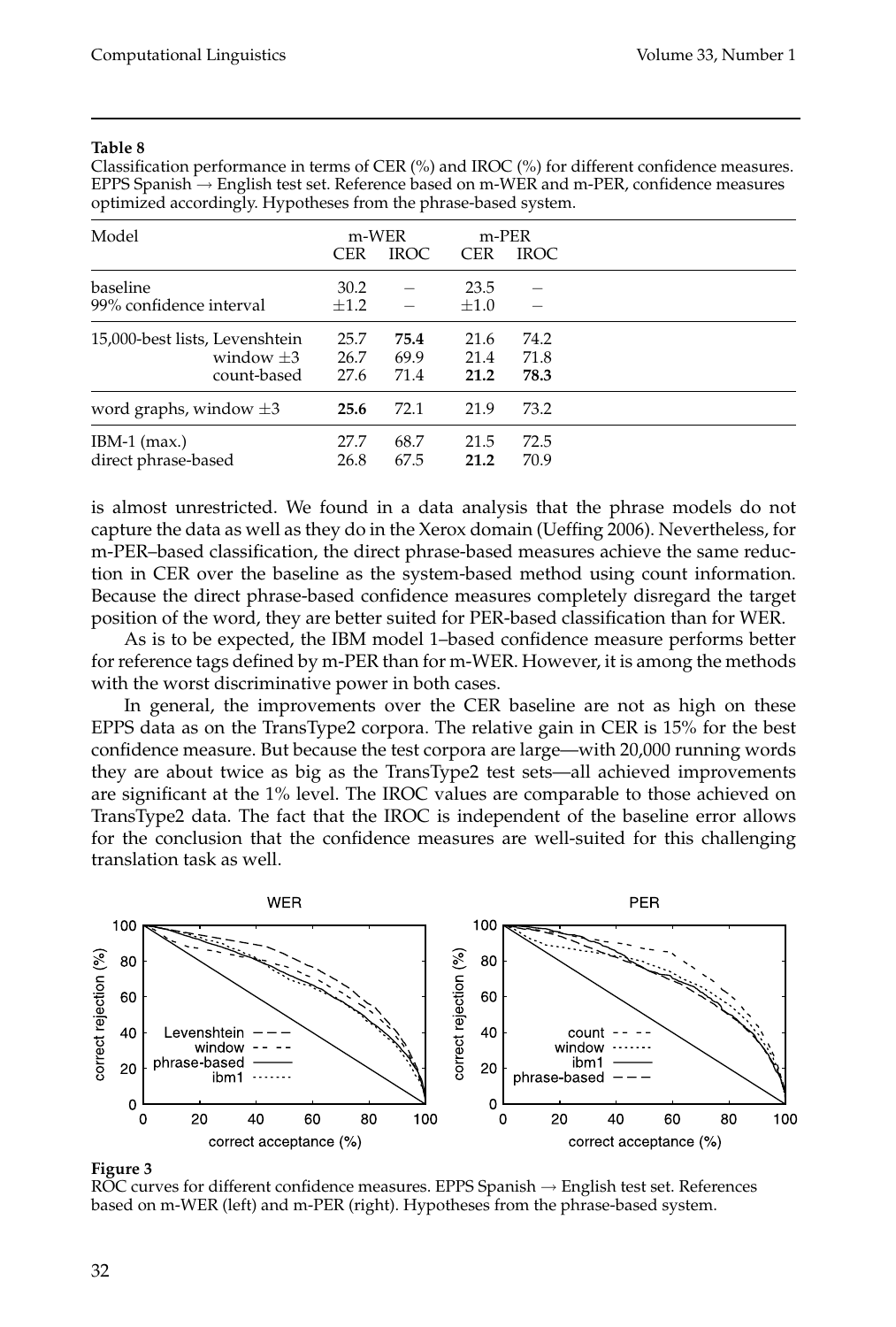**Table 8**

Classification performance in terms of CER (%) and IROC (%) for different confidence measures. EPPS Spanish → English test set. Reference based on m-WER and m-PER, confidence measures optimized accordingly. Hypotheses from the phrase-based system.

| Model | m-WER | | m-PER | |
|---|---|---|---|---|
| | CER | IROC | CER | IROC |
| baseline | 30.2 | – | 23.5 | – |
| 99% confidence interval | ±1.2 | – | ±1.0 | – |
| 15,000-best lists, Levenshtein | 25.7 | **75.4** | 21.6 | 74.2 |
| window ±3 | 26.7 | 69.9 | 21.4 | 71.8 |
| count-based | 27.6 | 71.4 | **21.2** | **78.3** |
| word graphs, window ±3 | **25.6** | 72.1 | 21.9 | 73.2 |
| IBM-1 (max.) | 27.7 | 68.7 | 21.5 | 72.5 |
| direct phrase-based | 26.8 | 67.5 | **21.2** | 70.9 |

is almost unrestricted. We found in a data analysis that the phrase models do not capture the data as well as they do in the Xerox domain (Ueffing 2006). Nevertheless, for m-PER–based classification, the direct phrase-based measures achieve the same reduction in CER over the baseline as the system-based method using count information. Because the direct phrase-based confidence measures completely disregard the target position of the word, they are better suited for PER-based classification than for WER.

As is to be expected, the IBM model 1–based confidence measure performs better for reference tags defined by m-PER than for m-WER. However, it is among the methods with the worst discriminative power in both cases.

In general, the improvements over the CER baseline are not as high on these EPPS data as on the TransType2 corpora. The relative gain in CER is 15% for the best confidence measure. But because the test corpora are large—with 20,000 running words they are about twice as big as the TransType2 test sets—all achieved improvements are significant at the 1% level. The IROC values are comparable to those achieved on TransType2 data. The fact that the IROC is independent of the baseline error allows for the conclusion that the confidence measures are well-suited for this challenging translation task as well.

**Figure 3**

ROC curves for different confidence measures. EPPS Spanish → English test set. References based on m-WER (left) and m-PER (right). Hypotheses from the phrase-based system.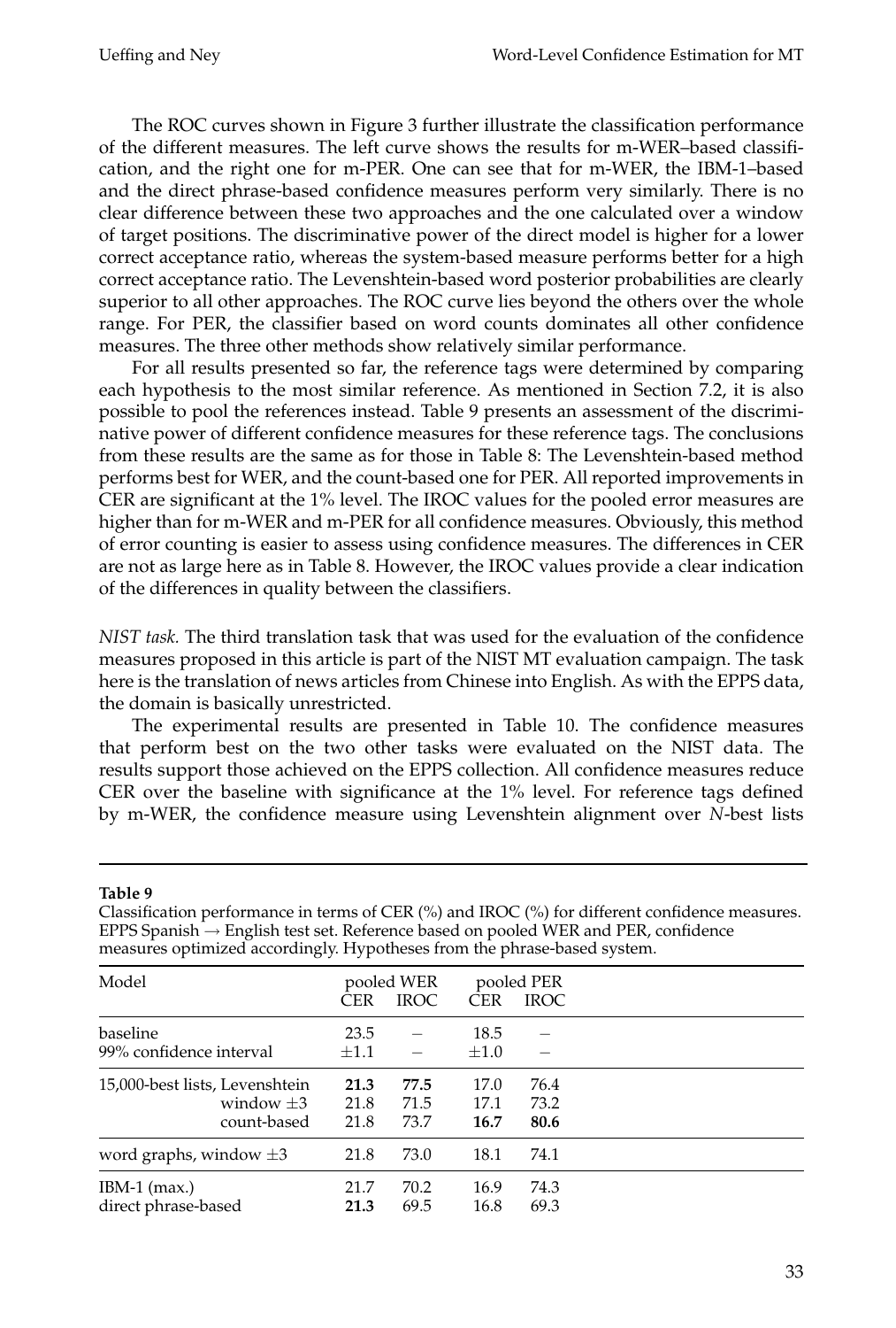The ROC curves shown in Figure 3 further illustrate the classification performance of the different measures. The left curve shows the results for m-WER–based classification, and the right one for m-PER. One can see that for m-WER, the IBM-1–based and the direct phrase-based confidence measures perform very similarly. There is no clear difference between these two approaches and the one calculated over a window of target positions. The discriminative power of the direct model is higher for a lower correct acceptance ratio, whereas the system-based measure performs better for a high correct acceptance ratio. The Levenshtein-based word posterior probabilities are clearly superior to all other approaches. The ROC curve lies beyond the others over the whole range. For PER, the classifier based on word counts dominates all other confidence measures. The three other methods show relatively similar performance.

For all results presented so far, the reference tags were determined by comparing each hypothesis to the most similar reference. As mentioned in Section 7.2, it is also possible to pool the references instead. Table 9 presents an assessment of the discriminative power of different confidence measures for these reference tags. The conclusions from these results are the same as for those in Table 8: The Levenshtein-based method performs best for WER, and the count-based one for PER. All reported improvements in CER are significant at the 1% level. The IROC values for the pooled error measures are higher than for m-WER and m-PER for all confidence measures. Obviously, this method of error counting is easier to assess using confidence measures. The differences in CER are not as large here as in Table 8. However, the IROC values provide a clear indication of the differences in quality between the classifiers.

*NIST task.* The third translation task that was used for the evaluation of the confidence measures proposed in this article is part of the NIST MT evaluation campaign. The task here is the translation of news articles from Chinese into English. As with the EPPS data, the domain is basically unrestricted.

The experimental results are presented in Table 10. The confidence measures that perform best on the two other tasks were evaluated on the NIST data. The results support those achieved on the EPPS collection. All confidence measures reduce CER over the baseline with significance at the 1% level. For reference tags defined by m-WER, the confidence measure using Levenshtein alignment over *N*-best lists

**Table 9**

Classification performance in terms of CER (%) and IROC (%) for different confidence measures. EPPS Spanish → English test set. Reference based on pooled WER and PER, confidence measures optimized accordingly. Hypotheses from the phrase-based system.

| Model | pooled WER | | pooled PER | |
|---|---|---|---|---|
| | CER | IROC | CER | IROC |
| baseline | 23.5 | – | 18.5 | – |
| 99% confidence interval | $\pm 1.1$ | – | $\pm 1.0$ | – |
| 15,000-best lists, Levenshtein | **21.3** | **77.5** | 17.0 | 76.4 |
| window $\pm 3$ | 21.8 | 71.5 | 17.1 | 73.2 |
| count-based | 21.8 | 73.7 | **16.7** | **80.6** |
| word graphs, window $\pm 3$ | 21.8 | 73.0 | 18.1 | 74.1 |
| IBM-1 (max.) | 21.7 | 70.2 | 16.9 | 74.3 |
| direct phrase-based | **21.3** | 69.5 | 16.8 | 69.3 |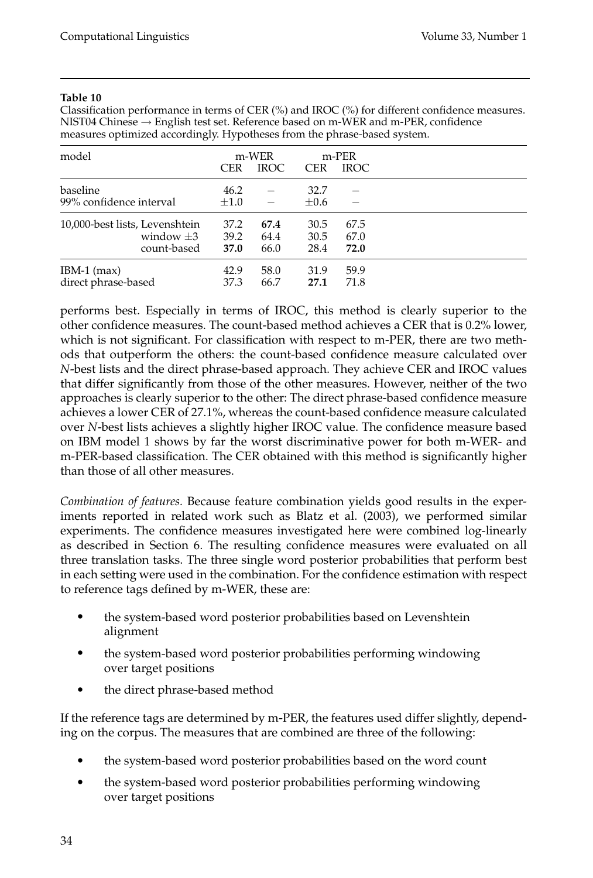**Table 10**

Classification performance in terms of CER (%) and IROC (%) for different confidence measures. NIST04 Chinese → English test set. Reference based on m-WER and m-PER, confidence measures optimized accordingly. Hypotheses from the phrase-based system.

| model | m-WER | | m-PER | |
|---|---|---|---|---|
| | CER | IROC | CER | IROC |
| baseline | 46.2 | – | 32.7 | – |
| 99% confidence interval | ±1.0 | – | ±0.6 | – |
| 10,000-best lists, Levenshtein | 37.2 | **67.4** | 30.5 | 67.5 |
| window ±3 | 39.2 | 64.4 | 30.5 | 67.0 |
| count-based | **37.0** | 66.0 | 28.4 | **72.0** |
| IBM-1 (max) | 42.9 | 58.0 | 31.9 | 59.9 |
| direct phrase-based | 37.3 | 66.7 | **27.1** | 71.8 |

performs best. Especially in terms of IROC, this method is clearly superior to the other confidence measures. The count-based method achieves a CER that is 0.2% lower, which is not significant. For classification with respect to m-PER, there are two methods that outperform the others: the count-based confidence measure calculated over *N*-best lists and the direct phrase-based approach. They achieve CER and IROC values that differ significantly from those of the other measures. However, neither of the two approaches is clearly superior to the other: The direct phrase-based confidence measure achieves a lower CER of 27.1%, whereas the count-based confidence measure calculated over *N*-best lists achieves a slightly higher IROC value. The confidence measure based on IBM model 1 shows by far the worst discriminative power for both m-WER- and m-PER-based classification. The CER obtained with this method is significantly higher than those of all other measures.

*Combination of features.* Because feature combination yields good results in the experiments reported in related work such as Blatz et al. (2003), we performed similar experiments. The confidence measures investigated here were combined log-linearly as described in Section 6. The resulting confidence measures were evaluated on all three translation tasks. The three single word posterior probabilities that perform best in each setting were used in the combination. For the confidence estimation with respect to reference tags defined by m-WER, these are:

- the system-based word posterior probabilities based on Levenshtein alignment
- the system-based word posterior probabilities performing windowing over target positions
- the direct phrase-based method

If the reference tags are determined by m-PER, the features used differ slightly, depending on the corpus. The measures that are combined are three of the following:

- the system-based word posterior probabilities based on the word count
- the system-based word posterior probabilities performing windowing over target positions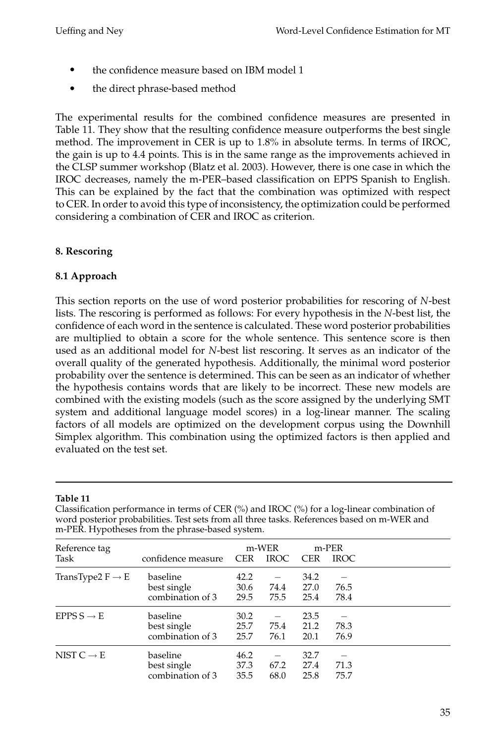- the confidence measure based on IBM model 1
- the direct phrase-based method

The experimental results for the combined confidence measures are presented in Table 11. They show that the resulting confidence measure outperforms the best single method. The improvement in CER is up to 1.8% in absolute terms. In terms of IROC, the gain is up to 4.4 points. This is in the same range as the improvements achieved in the CLSP summer workshop (Blatz et al. 2003). However, there is one case in which the IROC decreases, namely the m-PER–based classification on EPPS Spanish to English. This can be explained by the fact that the combination was optimized with respect to CER. In order to avoid this type of inconsistency, the optimization could be performed considering a combination of CER and IROC as criterion.

## 8. Rescoring

### 8.1 Approach

This section reports on the use of word posterior probabilities for rescoring of *N*-best lists. The rescoring is performed as follows: For every hypothesis in the *N*-best list, the confidence of each word in the sentence is calculated. These word posterior probabilities are multiplied to obtain a score for the whole sentence. This sentence score is then used as an additional model for *N*-best list rescoring. It serves as an indicator of the overall quality of the generated hypothesis. Additionally, the minimal word posterior probability over the sentence is determined. This can be seen as an indicator of whether the hypothesis contains words that are likely to be incorrect. These new models are combined with the existing models (such as the score assigned by the underlying SMT system and additional language model scores) in a log-linear manner. The scaling factors of all models are optimized on the development corpus using the Downhill Simplex algorithm. This combination using the optimized factors is then applied and evaluated on the test set.

**Table 11**
Classification performance in terms of CER (%) and IROC (%) for a log-linear combination of word posterior probabilities. Test sets from all three tasks. References based on m-WER and m-PER. Hypotheses from the phrase-based system.

| Reference tag | | m-WER | | m-PER | |
|---|---|---|---|---|---|
| Task | confidence measure | CER | IROC | CER | IROC |
| TransType2 F $\rightarrow$ E | baseline | 42.2 | – | 34.2 | – |
| | best single | 30.6 | 74.4 | 27.0 | 76.5 |
| | combination of 3 | 29.5 | 75.5 | 25.4 | 78.4 |
| EPPS S $\rightarrow$ E | baseline | 30.2 | – | 23.5 | – |
| | best single | 25.7 | 75.4 | 21.2 | 78.3 |
| | combination of 3 | 25.7 | 76.1 | 20.1 | 76.9 |
| NIST C $\rightarrow$ E | baseline | 46.2 | – | 32.7 | – |
| | best single | 37.3 | 67.2 | 27.4 | 71.3 |
| | combination of 3 | 35.5 | 68.0 | 25.8 | 75.7 |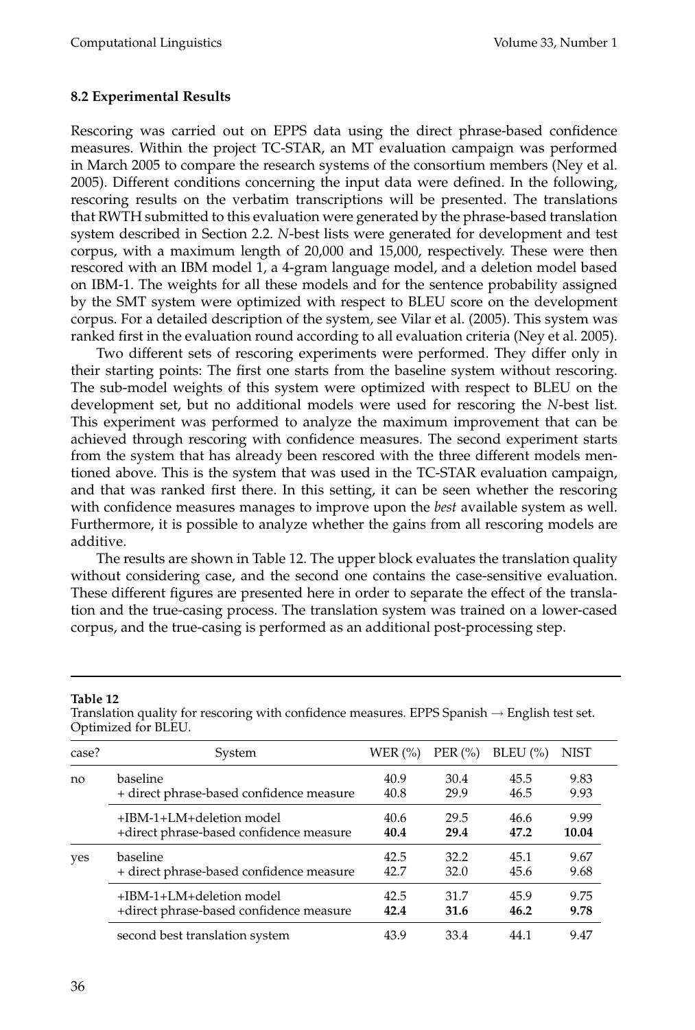### 8.2 Experimental Results

Rescoring was carried out on EPPS data using the direct phrase-based confidence measures. Within the project TC-STAR, an MT evaluation campaign was performed in March 2005 to compare the research systems of the consortium members (Ney et al. 2005). Different conditions concerning the input data were defined. In the following, rescoring results on the verbatim transcriptions will be presented. The translations that RWTH submitted to this evaluation were generated by the phrase-based translation system described in Section 2.2. *N*-best lists were generated for development and test corpus, with a maximum length of 20,000 and 15,000, respectively. These were then rescored with an IBM model 1, a 4-gram language model, and a deletion model based on IBM-1. The weights for all these models and for the sentence probability assigned by the SMT system were optimized with respect to BLEU score on the development corpus. For a detailed description of the system, see Vilar et al. (2005). This system was ranked first in the evaluation round according to all evaluation criteria (Ney et al. 2005).

Two different sets of rescoring experiments were performed. They differ only in their starting points: The first one starts from the baseline system without rescoring. The sub-model weights of this system were optimized with respect to BLEU on the development set, but no additional models were used for rescoring the *N*-best list. This experiment was performed to analyze the maximum improvement that can be achieved through rescoring with confidence measures. The second experiment starts from the system that has already been rescored with the three different models mentioned above. This is the system that was used in the TC-STAR evaluation campaign, and that was ranked first there. In this setting, it can be seen whether the rescoring with confidence measures manages to improve upon the *best* available system as well. Furthermore, it is possible to analyze whether the gains from all rescoring models are additive.

The results are shown in Table 12. The upper block evaluates the translation quality without considering case, and the second one contains the case-sensitive evaluation. These different figures are presented here in order to separate the effect of the translation and the true-casing process. The translation system was trained on a lower-cased corpus, and the true-casing is performed as an additional post-processing step.

**Table 12**
Translation quality for rescoring with confidence measures. EPPS Spanish → English test set. Optimized for BLEU.

| case? | System | WER (%) | PER (%) | BLEU (%) | NIST |
|---|---|---|---|---|---|
| no | baseline | 40.9 | 30.4 | 45.5 | 9.83 |
| | + direct phrase-based confidence measure | 40.8 | 29.9 | 46.5 | 9.93 |
| | +IBM-1+LM+deletion model | 40.6 | 29.5 | 46.6 | 9.99 |
| | +direct phrase-based confidence measure | **40.4** | **29.4** | **47.2** | **10.04** |
| yes | baseline | 42.5 | 32.2 | 45.1 | 9.67 |
| | + direct phrase-based confidence measure | 42.7 | 32.0 | 45.6 | 9.68 |
| | +IBM-1+LM+deletion model | 42.5 | 31.7 | 45.9 | 9.75 |
| | +direct phrase-based confidence measure | **42.4** | **31.6** | **46.2** | **9.78** |
| | second best translation system | 43.9 | 33.4 | 44.1 | 9.47 |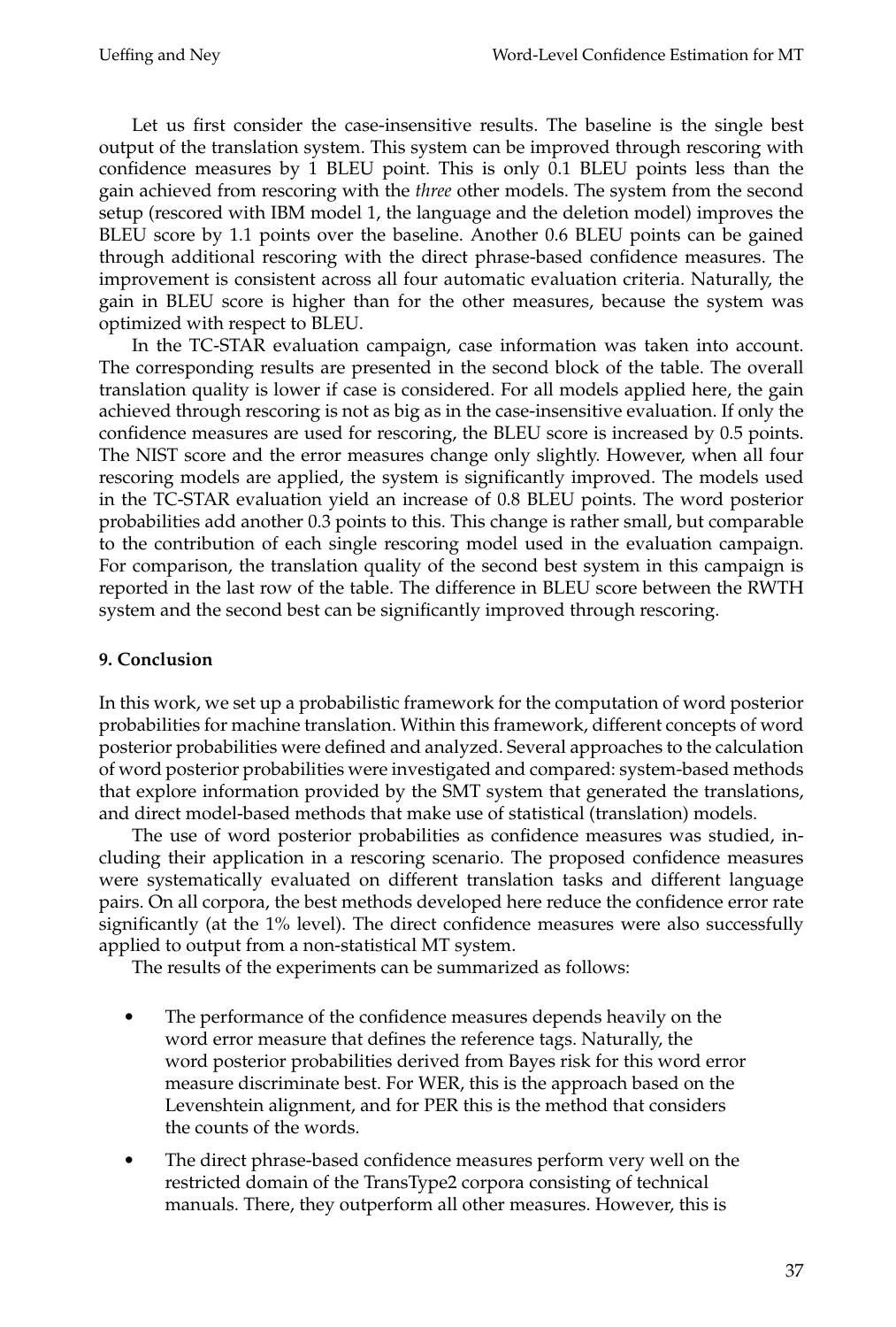Let us first consider the case-insensitive results. The baseline is the single best output of the translation system. This system can be improved through rescoring with confidence measures by 1 BLEU point. This is only 0.1 BLEU points less than the gain achieved from rescoring with the *three* other models. The system from the second setup (rescored with IBM model 1, the language and the deletion model) improves the BLEU score by 1.1 points over the baseline. Another 0.6 BLEU points can be gained through additional rescoring with the direct phrase-based confidence measures. The improvement is consistent across all four automatic evaluation criteria. Naturally, the gain in BLEU score is higher than for the other measures, because the system was optimized with respect to BLEU.

In the TC-STAR evaluation campaign, case information was taken into account. The corresponding results are presented in the second block of the table. The overall translation quality is lower if case is considered. For all models applied here, the gain achieved through rescoring is not as big as in the case-insensitive evaluation. If only the confidence measures are used for rescoring, the BLEU score is increased by 0.5 points. The NIST score and the error measures change only slightly. However, when all four rescoring models are applied, the system is significantly improved. The models used in the TC-STAR evaluation yield an increase of 0.8 BLEU points. The word posterior probabilities add another 0.3 points to this. This change is rather small, but comparable to the contribution of each single rescoring model used in the evaluation campaign. For comparison, the translation quality of the second best system in this campaign is reported in the last row of the table. The difference in BLEU score between the RWTH system and the second best can be significantly improved through rescoring.

## 9. Conclusion

In this work, we set up a probabilistic framework for the computation of word posterior probabilities for machine translation. Within this framework, different concepts of word posterior probabilities were defined and analyzed. Several approaches to the calculation of word posterior probabilities were investigated and compared: system-based methods that explore information provided by the SMT system that generated the translations, and direct model-based methods that make use of statistical (translation) models.

The use of word posterior probabilities as confidence measures was studied, including their application in a rescoring scenario. The proposed confidence measures were systematically evaluated on different translation tasks and different language pairs. On all corpora, the best methods developed here reduce the confidence error rate significantly (at the 1% level). The direct confidence measures were also successfully applied to output from a non-statistical MT system.

The results of the experiments can be summarized as follows:

- The performance of the confidence measures depends heavily on the word error measure that defines the reference tags. Naturally, the word posterior probabilities derived from Bayes risk for this word error measure discriminate best. For WER, this is the approach based on the Levenshtein alignment, and for PER this is the method that considers the counts of the words.
- The direct phrase-based confidence measures perform very well on the restricted domain of the TransType2 corpora consisting of technical manuals. There, they outperform all other measures. However, this is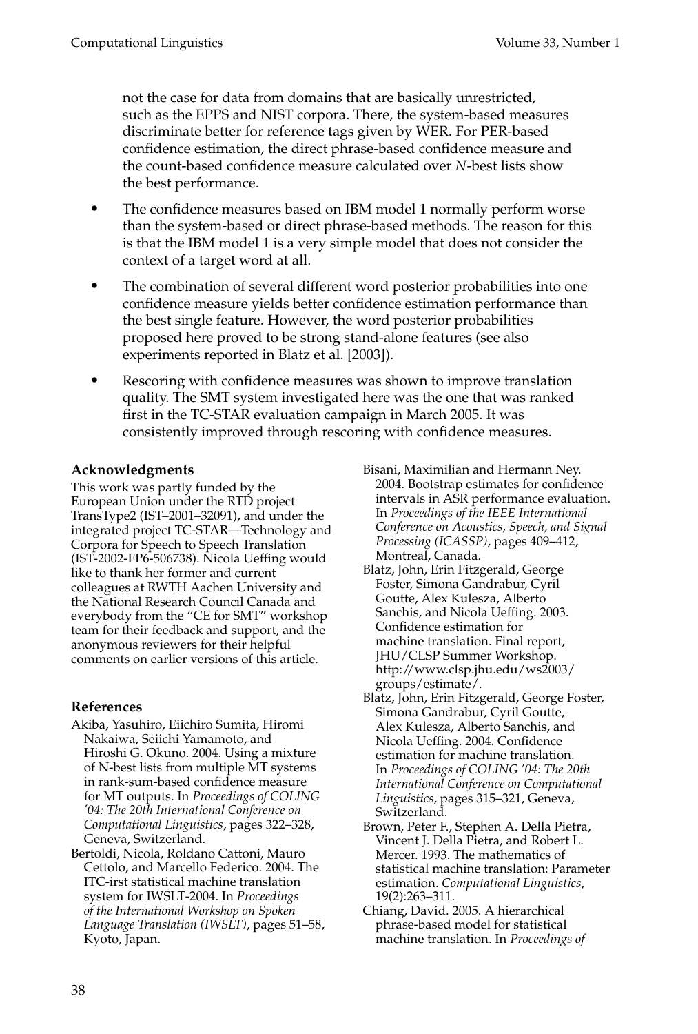not the case for data from domains that are basically unrestricted, such as the EPPS and NIST corpora. There, the system-based measures discriminate better for reference tags given by WER. For PER-based confidence estimation, the direct phrase-based confidence measure and the count-based confidence measure calculated over *N*-best lists show the best performance.

- The confidence measures based on IBM model 1 normally perform worse than the system-based or direct phrase-based methods. The reason for this is that the IBM model 1 is a very simple model that does not consider the context of a target word at all.
- The combination of several different word posterior probabilities into one confidence measure yields better confidence estimation performance than the best single feature. However, the word posterior probabilities proposed here proved to be strong stand-alone features (see also experiments reported in Blatz et al. [2003]).
- Rescoring with confidence measures was shown to improve translation quality. The SMT system investigated here was the one that was ranked first in the TC-STAR evaluation campaign in March 2005. It was consistently improved through rescoring with confidence measures.

## Acknowledgments

This work was partly funded by the European Union under the RTD project TransType2 (IST–2001–32091), and under the integrated project TC-STAR—Technology and Corpora for Speech to Speech Translation (IST-2002-FP6-506738). Nicola Ueffing would like to thank her former and current colleagues at RWTH Aachen University and the National Research Council Canada and everybody from the "CE for SMT" workshop team for their feedback and support, and the anonymous reviewers for their helpful comments on earlier versions of this article.

## References

Akiba, Yasuhiro, Eiichiro Sumita, Hiromi Nakaiwa, Seiichi Yamamoto, and Hiroshi G. Okuno. 2004. Using a mixture of N-best lists from multiple MT systems in rank-sum-based confidence measure for MT outputs. In *Proceedings of COLING '04: The 20th International Conference on Computational Linguistics*, pages 322–328, Geneva, Switzerland.

Bertoldi, Nicola, Roldano Cattoni, Mauro Cettolo, and Marcello Federico. 2004. The ITC-irst statistical machine translation system for IWSLT-2004. In *Proceedings of the International Workshop on Spoken Language Translation (IWSLT)*, pages 51–58, Kyoto, Japan.

Bisani, Maximilian and Hermann Ney. 2004. Bootstrap estimates for confidence intervals in ASR performance evaluation. In *Proceedings of the IEEE International Conference on Acoustics, Speech, and Signal Processing (ICASSP)*, pages 409–412, Montreal, Canada.

Blatz, John, Erin Fitzgerald, George Foster, Simona Gandrabur, Cyril Goutte, Alex Kulesza, Alberto Sanchis, and Nicola Ueffing. 2003. Confidence estimation for machine translation. Final report, JHU/CLSP Summer Workshop. http://www.clsp.jhu.edu/ws2003/groups/estimate/.

Blatz, John, Erin Fitzgerald, George Foster, Simona Gandrabur, Cyril Goutte, Alex Kulesza, Alberto Sanchis, and Nicola Ueffing. 2004. Confidence estimation for machine translation. In *Proceedings of COLING '04: The 20th International Conference on Computational Linguistics*, pages 315–321, Geneva, Switzerland.

Brown, Peter F., Stephen A. Della Pietra, Vincent J. Della Pietra, and Robert L. Mercer. 1993. The mathematics of statistical machine translation: Parameter estimation. *Computational Linguistics*, 19(2):263–311.

Chiang, David. 2005. A hierarchical phrase-based model for statistical machine translation. In *Proceedings of*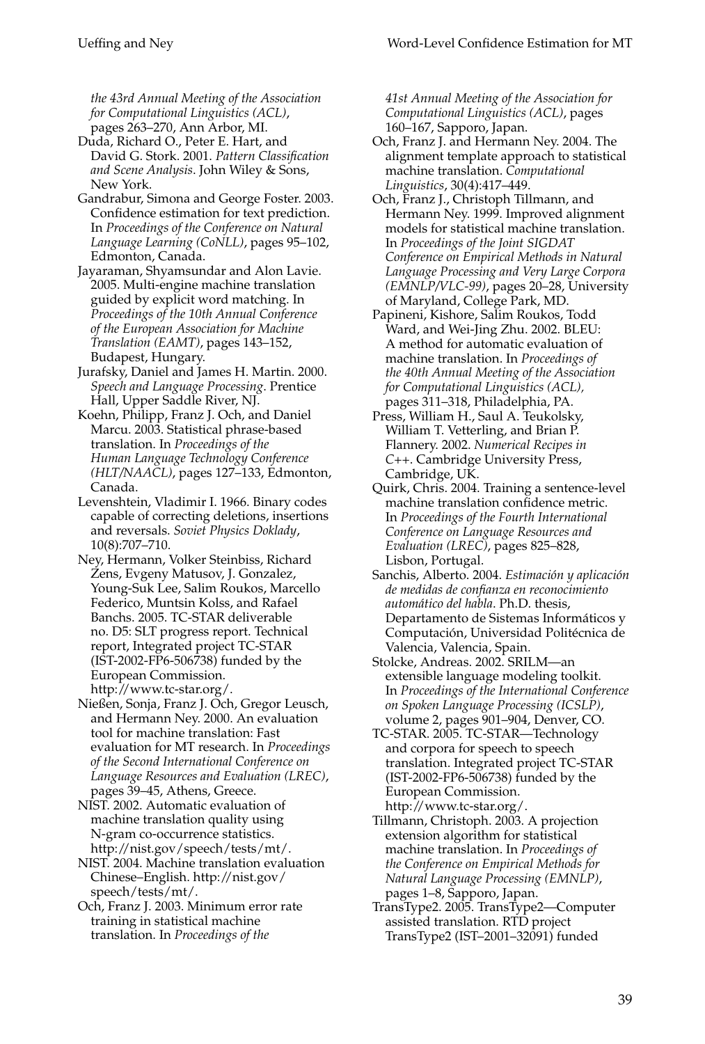*the 43rd Annual Meeting of the Association for Computational Linguistics (ACL)*, pages 263–270, Ann Arbor, MI.

Duda, Richard O., Peter E. Hart, and David G. Stork. 2001. *Pattern Classification and Scene Analysis*. John Wiley & Sons, New York.

Gandrabur, Simona and George Foster. 2003. Confidence estimation for text prediction. In *Proceedings of the Conference on Natural Language Learning (CoNLL)*, pages 95–102, Edmonton, Canada.

Jayaraman, Shyamsundar and Alon Lavie. 2005. Multi-engine machine translation guided by explicit word matching. In *Proceedings of the 10th Annual Conference of the European Association for Machine Translation (EAMT)*, pages 143–152, Budapest, Hungary.

Jurafsky, Daniel and James H. Martin. 2000. *Speech and Language Processing*. Prentice Hall, Upper Saddle River, NJ.

Koehn, Philipp, Franz J. Och, and Daniel Marcu. 2003. Statistical phrase-based translation. In *Proceedings of the Human Language Technology Conference (HLT/NAACL)*, pages 127–133, Edmonton, Canada.

Levenshtein, Vladimir I. 1966. Binary codes capable of correcting deletions, insertions and reversals. *Soviet Physics Doklady*, 10(8):707–710.

Ney, Hermann, Volker Steinbiss, Richard Zens, Evgeny Matusov, J. Gonzalez, Young-Suk Lee, Salim Roukos, Marcello Federico, Muntsin Kolss, and Rafael Banchs. 2005. TC-STAR deliverable no. D5: SLT progress report. Technical report, Integrated project TC-STAR (IST-2002-FP6-506738) funded by the European Commission. http://www.tc-star.org/.

Nießen, Sonja, Franz J. Och, Gregor Leusch, and Hermann Ney. 2000. An evaluation tool for machine translation: Fast evaluation for MT research. In *Proceedings of the Second International Conference on Language Resources and Evaluation (LREC)*, pages 39–45, Athens, Greece.

NIST. 2002. Automatic evaluation of machine translation quality using N-gram co-occurrence statistics. http://nist.gov/speech/tests/mt/.

NIST. 2004. Machine translation evaluation Chinese–English. http://nist.gov/speech/tests/mt/.

Och, Franz J. 2003. Minimum error rate training in statistical machine translation. In *Proceedings of the 41st Annual Meeting of the Association for Computational Linguistics (ACL)*, pages 160–167, Sapporo, Japan.

Och, Franz J. and Hermann Ney. 2004. The alignment template approach to statistical machine translation. *Computational Linguistics*, 30(4):417–449.

Och, Franz J., Christoph Tillmann, and Hermann Ney. 1999. Improved alignment models for statistical machine translation. In *Proceedings of the Joint SIGDAT Conference on Empirical Methods in Natural Language Processing and Very Large Corpora (EMNLP/VLC-99)*, pages 20–28, University of Maryland, College Park, MD.

Papineni, Kishore, Salim Roukos, Todd Ward, and Wei-Jing Zhu. 2002. BLEU: A method for automatic evaluation of machine translation. In *Proceedings of the 40th Annual Meeting of the Association for Computational Linguistics (ACL)*, pages 311–318, Philadelphia, PA.

Press, William H., Saul A. Teukolsky, William T. Vetterling, and Brian P. Flannery. 2002. *Numerical Recipes in C++*. Cambridge University Press, Cambridge, UK.

Quirk, Chris. 2004. Training a sentence-level machine translation confidence metric. In *Proceedings of the Fourth International Conference on Language Resources and Evaluation (LREC)*, pages 825–828, Lisbon, Portugal.

Sanchis, Alberto. 2004. *Estimación y aplicación de medidas de confianza en reconocimiento automático del habla*. Ph.D. thesis, Departamento de Sistemas Informáticos y Computación, Universidad Politécnica de Valencia, Valencia, Spain.

Stolcke, Andreas. 2002. SRILM—an extensible language modeling toolkit. In *Proceedings of the International Conference on Spoken Language Processing (ICSLP)*, volume 2, pages 901–904, Denver, CO.

TC-STAR. 2005. TC-STAR—Technology and corpora for speech to speech translation. Integrated project TC-STAR (IST-2002-FP6-506738) funded by the European Commission. http://www.tc-star.org/.

Tillmann, Christoph. 2003. A projection extension algorithm for statistical machine translation. In *Proceedings of the Conference on Empirical Methods for Natural Language Processing (EMNLP)*, pages 1–8, Sapporo, Japan.

TransType2. 2005. TransType2—Computer assisted translation. RTD project TransType2 (IST–2001–32091) funded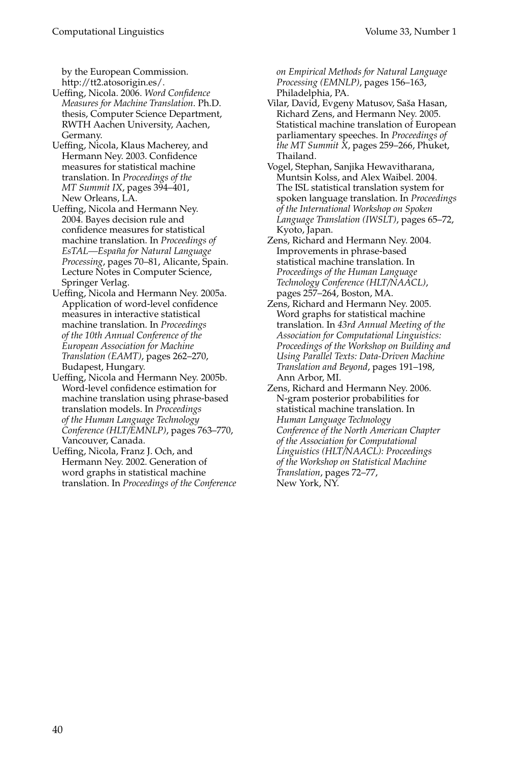by the European Commission. http://tt2.atosorigin.es/.

Ueffing, Nicola. 2006. *Word Confidence Measures for Machine Translation*. Ph.D. thesis, Computer Science Department, RWTH Aachen University, Aachen, Germany.

Ueffing, Nicola, Klaus Macherey, and Hermann Ney. 2003. Confidence measures for statistical machine translation. In *Proceedings of the MT Summit IX*, pages 394–401, New Orleans, LA.

Ueffing, Nicola and Hermann Ney. 2004. Bayes decision rule and confidence measures for statistical machine translation. In *Proceedings of EsTAL—España for Natural Language Processing*, pages 70–81, Alicante, Spain. Lecture Notes in Computer Science, Springer Verlag.

Ueffing, Nicola and Hermann Ney. 2005a. Application of word-level confidence measures in interactive statistical machine translation. In *Proceedings of the 10th Annual Conference of the European Association for Machine Translation (EAMT)*, pages 262–270, Budapest, Hungary.

Ueffing, Nicola and Hermann Ney. 2005b. Word-level confidence estimation for machine translation using phrase-based translation models. In *Proceedings of the Human Language Technology Conference (HLT/EMNLP)*, pages 763–770, Vancouver, Canada.

Ueffing, Nicola, Franz J. Och, and Hermann Ney. 2002. Generation of word graphs in statistical machine translation. In *Proceedings of the Conference on Empirical Methods for Natural Language Processing (EMNLP)*, pages 156–163, Philadelphia, PA.

Vilar, David, Evgeny Matusov, Saša Hasan, Richard Zens, and Hermann Ney. 2005. Statistical machine translation of European parliamentary speeches. In *Proceedings of the MT Summit X*, pages 259–266, Phuket, Thailand.

Vogel, Stephan, Sanjika Hewavitharana, Muntsin Kolss, and Alex Waibel. 2004. The ISL statistical translation system for spoken language translation. In *Proceedings of the International Workshop on Spoken Language Translation (IWSLT)*, pages 65–72, Kyoto, Japan.

Zens, Richard and Hermann Ney. 2004. Improvements in phrase-based statistical machine translation. In *Proceedings of the Human Language Technology Conference (HLT/NAACL)*, pages 257–264, Boston, MA.

Zens, Richard and Hermann Ney. 2005. Word graphs for statistical machine translation. In *43rd Annual Meeting of the Association for Computational Linguistics: Proceedings of the Workshop on Building and Using Parallel Texts: Data-Driven Machine Translation and Beyond*, pages 191–198, Ann Arbor, MI.

Zens, Richard and Hermann Ney. 2006. N-gram posterior probabilities for statistical machine translation. In *Human Language Technology Conference of the North American Chapter of the Association for Computational Linguistics (HLT/NAACL): Proceedings of the Workshop on Statistical Machine Translation*, pages 72–77, New York, NY.